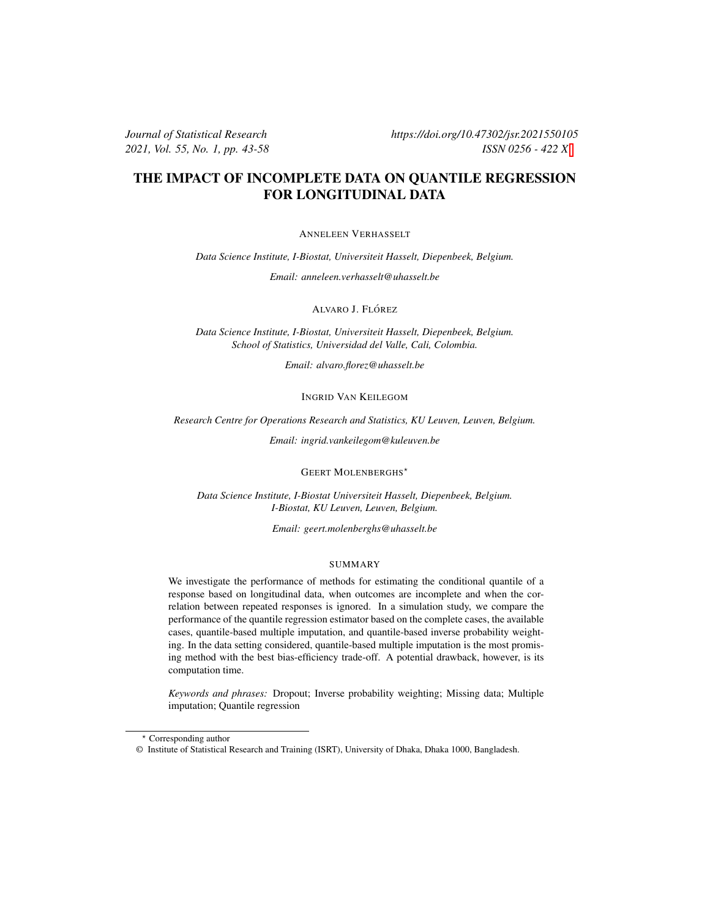Journal of Statistical Research
2021, Vol. 55, No. 1, pp. 43-58

https://doi.org/10.47302/jsr.2021550105
ISSN 0256 - 422 X

# THE IMPACT OF INCOMPLETE DATA ON QUANTILE REGRESSION FOR LONGITUDINAL DATA

ANNELEEN VERHASSELT

*Data Science Institute, I-Biostat, Universiteit Hasselt, Diepenbeek, Belgium.*

*Email: anneleen.verhasselt@uhasselt.be*

ALVARO J. FLÓREZ

*Data Science Institute, I-Biostat, Universiteit Hasselt, Diepenbeek, Belgium.*
*School of Statistics, Universidad del Valle, Cali, Colombia.*

*Email: alvaro.florez@uhasselt.be*

INGRID VAN KEILEGOM

*Research Centre for Operations Research and Statistics, KU Leuven, Leuven, Belgium.*

*Email: ingrid.vankeilegom@kuleuven.be*

GEERT MOLENBERGHS*

*Data Science Institute, I-Biostat Universiteit Hasselt, Diepenbeek, Belgium.*
*I-Biostat, KU Leuven, Leuven, Belgium.*

*Email: geert.molenberghs@uhasselt.be*

## SUMMARY

We investigate the performance of methods for estimating the conditional quantile of a response based on longitudinal data, when outcomes are incomplete and when the correlation between repeated responses is ignored. In a simulation study, we compare the performance of the quantile regression estimator based on the complete cases, the available cases, quantile-based multiple imputation, and quantile-based inverse probability weighting. In the data setting considered, quantile-based multiple imputation is the most promising method with the best bias-efficiency trade-off. A potential drawback, however, is its computation time.

*Keywords and phrases:* Dropout; Inverse probability weighting; Missing data; Multiple imputation; Quantile regression

* Corresponding author

© Institute of Statistical Research and Training (ISRT), University of Dhaka, Dhaka 1000, Bangladesh.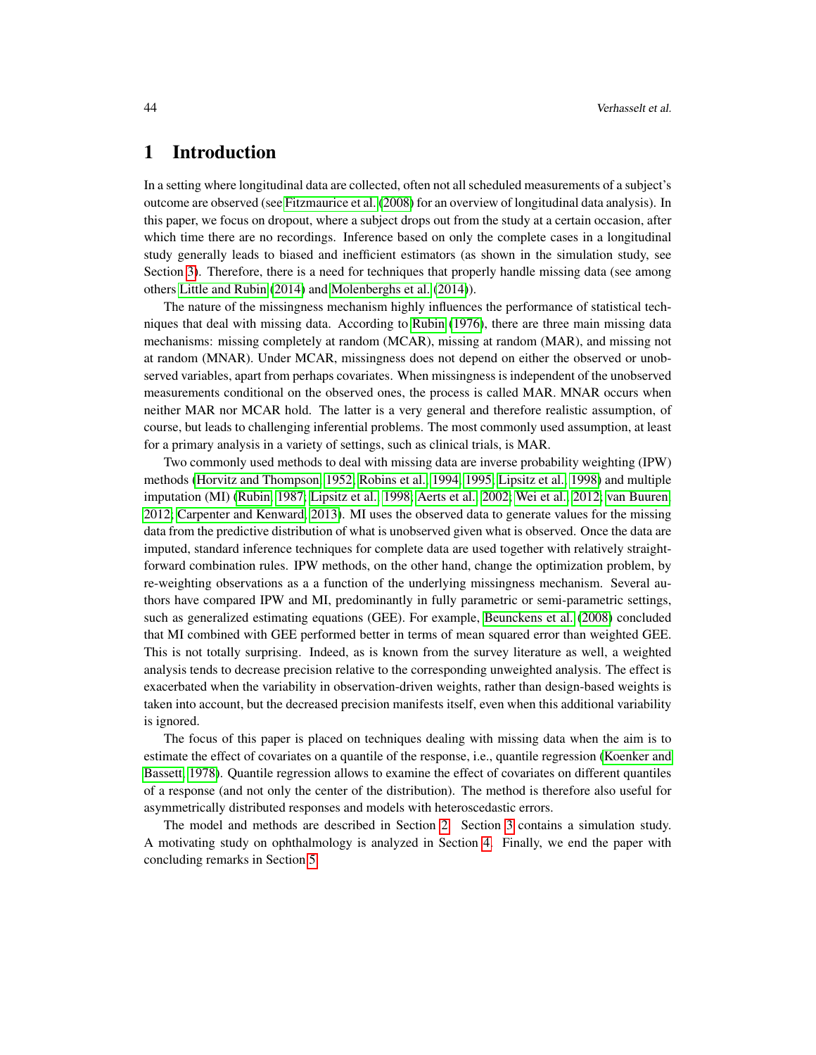# 1 Introduction

In a setting where longitudinal data are collected, often not all scheduled measurements of a subject's outcome are observed (see Fitzmaurice et al. (2008) for an overview of longitudinal data analysis). In this paper, we focus on dropout, where a subject drops out from the study at a certain occasion, after which time there are no recordings. Inference based on only the complete cases in a longitudinal study generally leads to biased and inefficient estimators (as shown in the simulation study, see Section 3). Therefore, there is a need for techniques that properly handle missing data (see among others Little and Rubin (2014) and Molenberghs et al. (2014)).

The nature of the missingness mechanism highly influences the performance of statistical techniques that deal with missing data. According to Rubin (1976), there are three main missing data mechanisms: missing completely at random (MCAR), missing at random (MAR), and missing not at random (MNAR). Under MCAR, missingness does not depend on either the observed or unobserved variables, apart from perhaps covariates. When missingness is independent of the unobserved measurements conditional on the observed ones, the process is called MAR. MNAR occurs when neither MAR nor MCAR hold. The latter is a very general and therefore realistic assumption, of course, but leads to challenging inferential problems. The most commonly used assumption, at least for a primary analysis in a variety of settings, such as clinical trials, is MAR.

Two commonly used methods to deal with missing data are inverse probability weighting (IPW) methods (Horvitz and Thompson, 1952; Robins et al., 1994, 1995; Lipsitz et al., 1998) and multiple imputation (MI) (Rubin, 1987; Lipsitz et al., 1998; Aerts et al., 2002; Wei et al., 2012; van Buuren, 2012; Carpenter and Kenward, 2013). MI uses the observed data to generate values for the missing data from the predictive distribution of what is unobserved given what is observed. Once the data are imputed, standard inference techniques for complete data are used together with relatively straightforward combination rules. IPW methods, on the other hand, change the optimization problem, by re-weighting observations as a a function of the underlying missingness mechanism. Several authors have compared IPW and MI, predominantly in fully parametric or semi-parametric settings, such as generalized estimating equations (GEE). For example, Beunckens et al. (2008) concluded that MI combined with GEE performed better in terms of mean squared error than weighted GEE. This is not totally surprising. Indeed, as is known from the survey literature as well, a weighted analysis tends to decrease precision relative to the corresponding unweighted analysis. The effect is exacerbated when the variability in observation-driven weights, rather than design-based weights is taken into account, but the decreased precision manifests itself, even when this additional variability is ignored.

The focus of this paper is placed on techniques dealing with missing data when the aim is to estimate the effect of covariates on a quantile of the response, i.e., quantile regression (Koenker and Bassett, 1978). Quantile regression allows to examine the effect of covariates on different quantiles of a response (and not only the center of the distribution). The method is therefore also useful for asymmetrically distributed responses and models with heteroscedastic errors.

The model and methods are described in Section 2. Section 3 contains a simulation study. A motivating study on ophthalmology is analyzed in Section 4. Finally, we end the paper with concluding remarks in Section 5.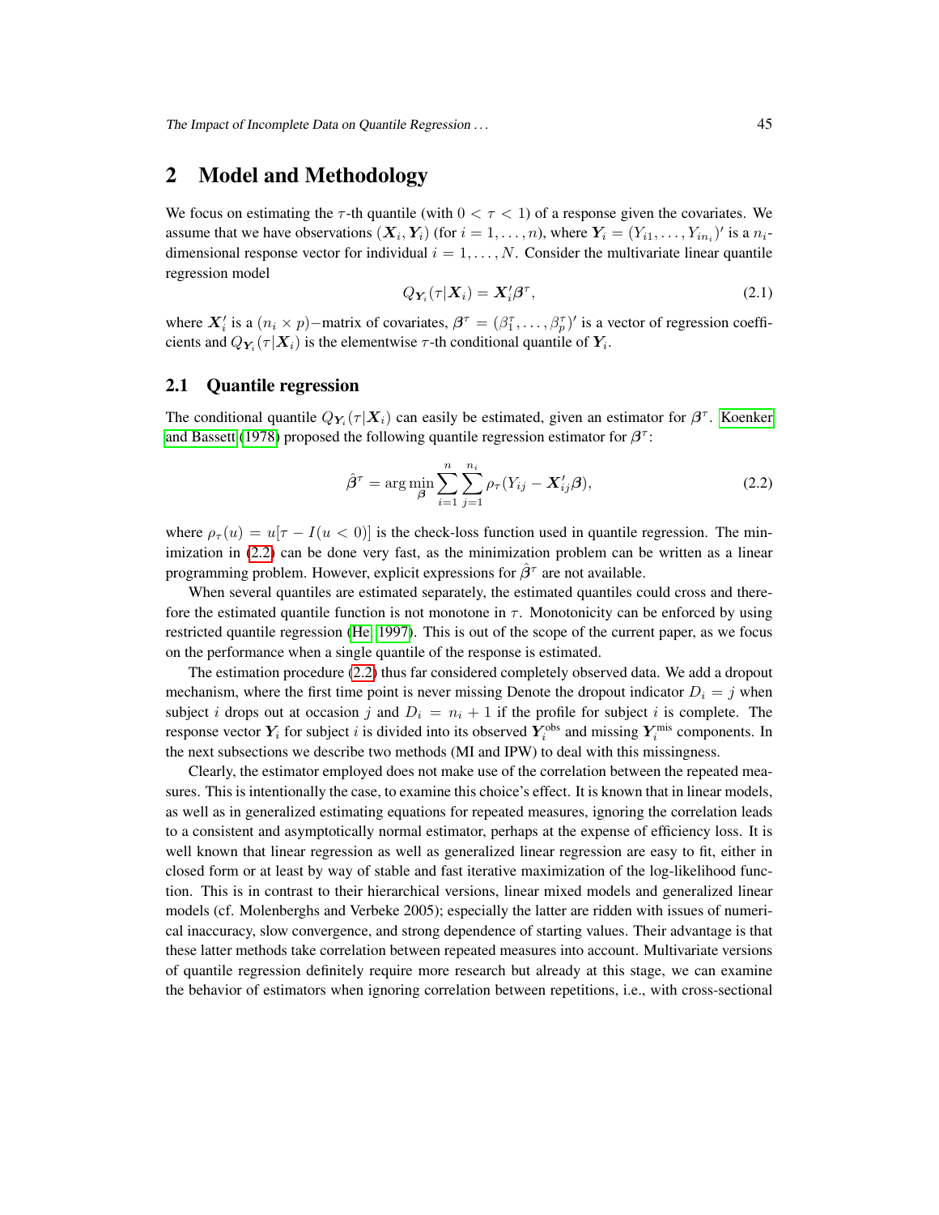## 2 Model and Methodology

We focus on estimating the $\tau$-th quantile (with $0 < \tau < 1$) of a response given the covariates. We assume that we have observations $(\boldsymbol{X}_i, \boldsymbol{Y}_i)$ (for $i = 1, \ldots, n$), where $\boldsymbol{Y}_i = (Y_{i1}, \ldots, Y_{in_i})'$ is a $n_i$-dimensional response vector for individual $i = 1, \ldots, N$. Consider the multivariate linear quantile regression model

$$Q_{\boldsymbol{Y}_i}(\tau|\boldsymbol{X}_i) = \boldsymbol{X}_i'\boldsymbol{\beta}^\tau, \tag{2.1}$$

where $\boldsymbol{X}_i'$ is a $(n_i \times p)-$matrix of covariates, $\boldsymbol{\beta}^\tau = (\beta_1^\tau, \ldots, \beta_p^\tau)'$ is a vector of regression coefficients and $Q_{\boldsymbol{Y}_i}(\tau|\boldsymbol{X}_i)$ is the elementwise $\tau$-th conditional quantile of $\boldsymbol{Y}_i$.

### 2.1 Quantile regression

The conditional quantile $Q_{\boldsymbol{Y}_i}(\tau|\boldsymbol{X}_i)$ can easily be estimated, given an estimator for $\boldsymbol{\beta}^\tau$. Koenker and Bassett (1978) proposed the following quantile regression estimator for $\boldsymbol{\beta}^\tau$:

$$\hat{\boldsymbol{\beta}}^\tau = \arg\min_{\boldsymbol{\beta}} \sum_{i=1}^{n} \sum_{j=1}^{n_i} \rho_\tau(Y_{ij} - \boldsymbol{X}_{ij}'\boldsymbol{\beta}), \tag{2.2}$$

where $\rho_\tau(u) = u[\tau - I(u < 0)]$ is the check-loss function used in quantile regression. The minimization in (2.2) can be done very fast, as the minimization problem can be written as a linear programming problem. However, explicit expressions for $\hat{\boldsymbol{\beta}}^\tau$ are not available.

When several quantiles are estimated separately, the estimated quantiles could cross and therefore the estimated quantile function is not monotone in $\tau$. Monotonicity can be enforced by using restricted quantile regression (He, 1997). This is out of the scope of the current paper, as we focus on the performance when a single quantile of the response is estimated.

The estimation procedure (2.2) thus far considered completely observed data. We add a dropout mechanism, where the first time point is never missing Denote the dropout indicator $D_i = j$ when subject $i$ drops out at occasion $j$ and $D_i = n_i + 1$ if the profile for subject $i$ is complete. The response vector $\boldsymbol{Y}_i$ for subject $i$ is divided into its observed $\boldsymbol{Y}_i^{\text{obs}}$ and missing $\boldsymbol{Y}_i^{\text{mis}}$ components. In the next subsections we describe two methods (MI and IPW) to deal with this missingness.

Clearly, the estimator employed does not make use of the correlation between the repeated measures. This is intentionally the case, to examine this choice's effect. It is known that in linear models, as well as in generalized estimating equations for repeated measures, ignoring the correlation leads to a consistent and asymptotically normal estimator, perhaps at the expense of efficiency loss. It is well known that linear regression as well as generalized linear regression are easy to fit, either in closed form or at least by way of stable and fast iterative maximization of the log-likelihood function. This is in contrast to their hierarchical versions, linear mixed models and generalized linear models (cf. Molenberghs and Verbeke 2005); especially the latter are ridden with issues of numerical inaccuracy, slow convergence, and strong dependence of starting values. Their advantage is that these latter methods take correlation between repeated measures into account. Multivariate versions of quantile regression definitely require more research but already at this stage, we can examine the behavior of estimators when ignoring correlation between repetitions, i.e., with cross-sectional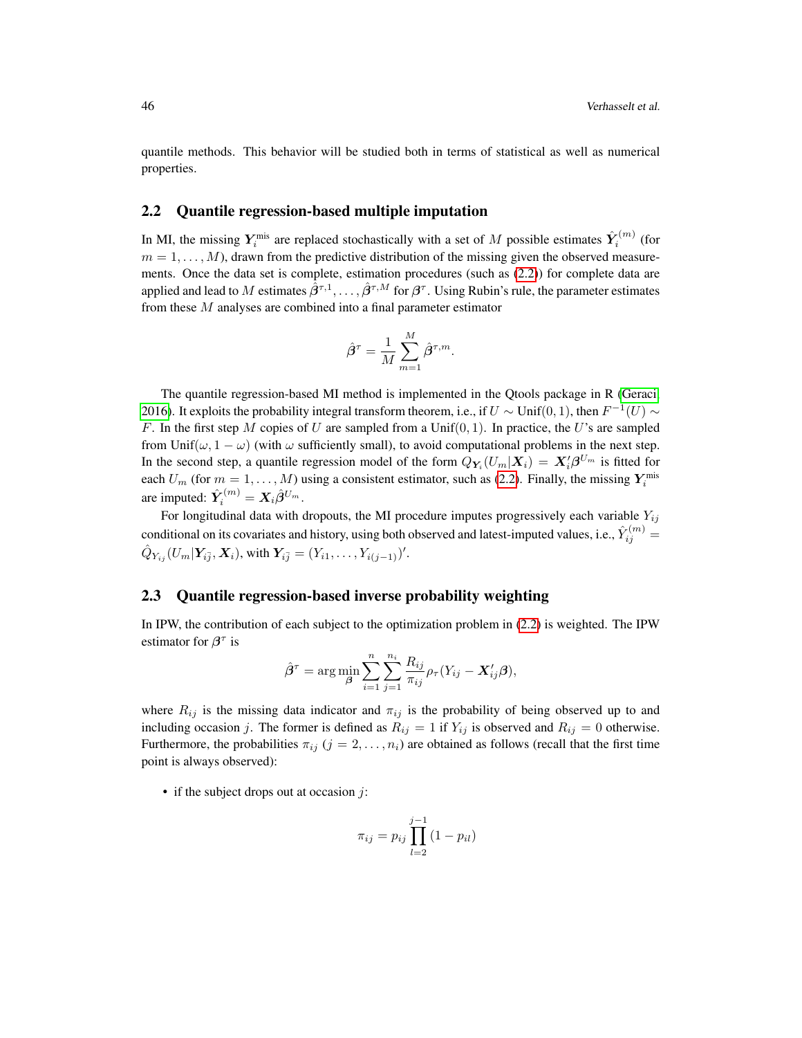quantile methods. This behavior will be studied both in terms of statistical as well as numerical properties.

### 2.2 Quantile regression-based multiple imputation

In MI, the missing $\boldsymbol{Y}_i^{\text{mis}}$ are replaced stochastically with a set of $M$ possible estimates $\hat{\boldsymbol{Y}}_i^{(m)}$ (for $m = 1, \ldots, M$), drawn from the predictive distribution of the missing given the observed measurements. Once the data set is complete, estimation procedures (such as (2.2)) for complete data are applied and lead to $M$ estimates $\hat{\boldsymbol{\beta}}^{\tau,1}, \ldots, \hat{\boldsymbol{\beta}}^{\tau,M}$ for $\boldsymbol{\beta}^{\tau}$. Using Rubin's rule, the parameter estimates from these $M$ analyses are combined into a final parameter estimator

$$\hat{\boldsymbol{\beta}}^{\tau} = \frac{1}{M} \sum_{m=1}^{M} \hat{\boldsymbol{\beta}}^{\tau,m}.$$

The quantile regression-based MI method is implemented in the Qtools package in R (Geraci 2016). It exploits the probability integral transform theorem, i.e., if $U \sim \text{Unif}(0, 1)$, then $F^{-1}(U) \sim F$. In the first step $M$ copies of $U$ are sampled from a $\text{Unif}(0, 1)$. In practice, the $U$'s are sampled from $\text{Unif}(\omega, 1 - \omega)$ (with $\omega$ sufficiently small), to avoid computational problems in the next step. In the second step, a quantile regression model of the form $Q_{\boldsymbol{Y}_i}(U_m | \boldsymbol{X}_i) = \boldsymbol{X}_i' \boldsymbol{\beta}^{U_m}$ is fitted for each $U_m$ (for $m = 1, \ldots, M$) using a consistent estimator, such as (2.2). Finally, the missing $\boldsymbol{Y}_i^{\text{mis}}$ are imputed: $\hat{\boldsymbol{Y}}_i^{(m)} = \boldsymbol{X}_i \hat{\boldsymbol{\beta}}^{U_m}$.

For longitudinal data with dropouts, the MI procedure imputes progressively each variable $Y_{ij}$ conditional on its covariates and history, using both observed and latest-imputed values, i.e., $\hat{Y}_{ij}^{(m)} = \hat{Q}_{Y_{ij}}(U_m | \boldsymbol{Y}_{i\bar{j}}, \boldsymbol{X}_i)$, with $\boldsymbol{Y}_{i\bar{j}} = (Y_{i1}, \ldots, Y_{i(j-1)})'$.

### 2.3 Quantile regression-based inverse probability weighting

In IPW, the contribution of each subject to the optimization problem in (2.2) is weighted. The IPW estimator for $\boldsymbol{\beta}^{\tau}$ is

$$\hat{\boldsymbol{\beta}}^{\tau} = \arg \min_{\boldsymbol{\beta}} \sum_{i=1}^{n} \sum_{j=1}^{n_i} \frac{R_{ij}}{\pi_{ij}} \rho_{\tau}(Y_{ij} - \boldsymbol{X}_{ij}' \boldsymbol{\beta}),$$

where $R_{ij}$ is the missing data indicator and $\pi_{ij}$ is the probability of being observed up to and including occasion $j$. The former is defined as $R_{ij} = 1$ if $Y_{ij}$ is observed and $R_{ij} = 0$ otherwise. Furthermore, the probabilities $\pi_{ij}$ ($j = 2, \ldots, n_i$) are obtained as follows (recall that the first time point is always observed):

- if the subject drops out at occasion $j$:

$$\pi_{ij} = p_{ij} \prod_{l=2}^{j-1} (1 - p_{il})$$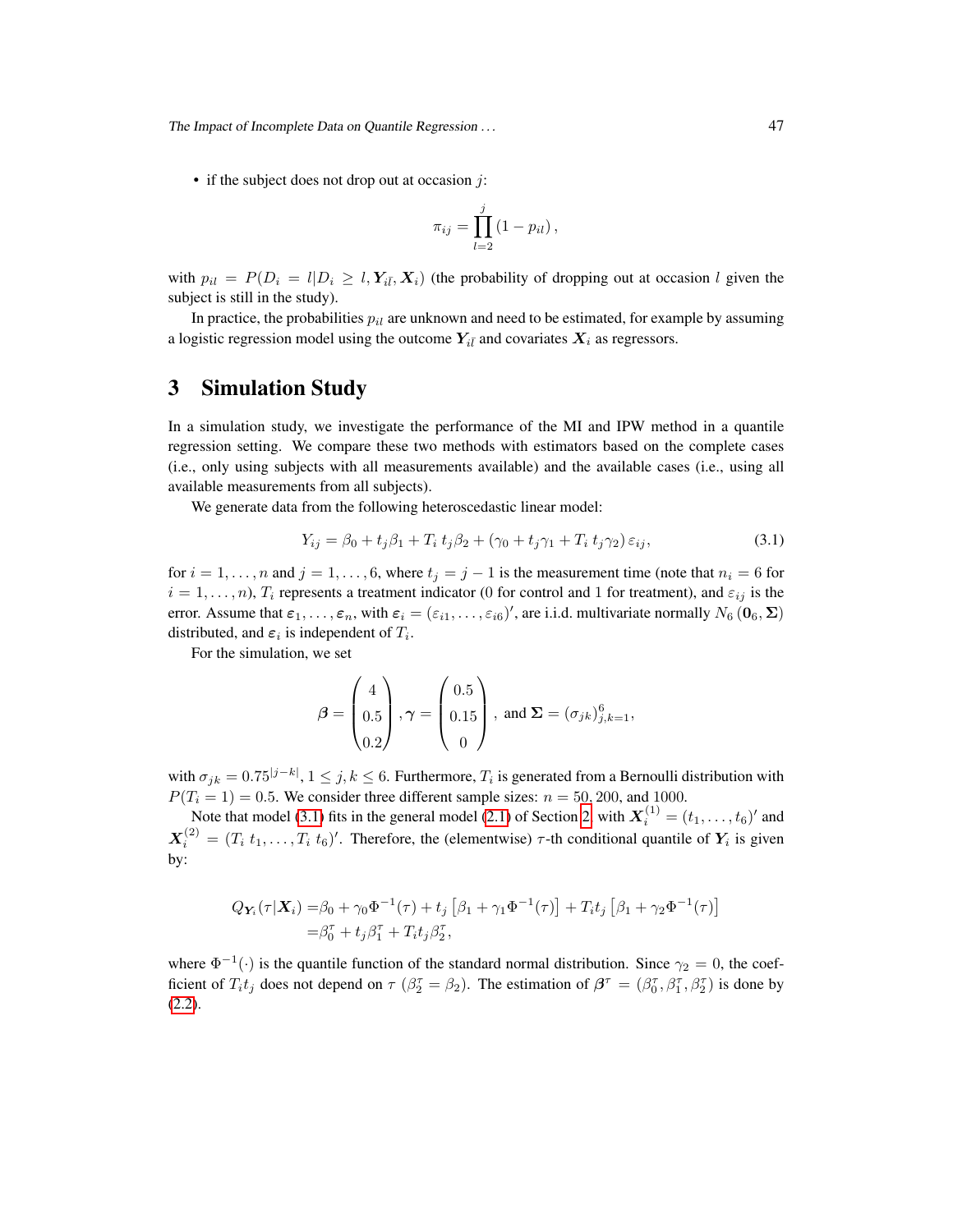- if the subject does not drop out at occasion $j$:

$$\pi_{ij} = \prod_{l=2}^{j} (1 - p_{il}),$$

with $p_{il} = P(D_i = l | D_i \geq l, \boldsymbol{Y}_{i\bar{l}}, \boldsymbol{X}_i)$ (the probability of dropping out at occasion $l$ given the subject is still in the study).

In practice, the probabilities $p_{il}$ are unknown and need to be estimated, for example by assuming a logistic regression model using the outcome $\boldsymbol{Y}_{i\bar{l}}$ and covariates $\boldsymbol{X}_i$ as regressors.

# 3 Simulation Study

In a simulation study, we investigate the performance of the MI and IPW method in a quantile regression setting. We compare these two methods with estimators based on the complete cases (i.e., only using subjects with all measurements available) and the available cases (i.e., using all available measurements from all subjects).

We generate data from the following heteroscedastic linear model:

$$Y_{ij} = \beta_0 + t_j \beta_1 + T_i \, t_j \beta_2 + (\gamma_0 + t_j \gamma_1 + T_i \, t_j \gamma_2) \, \varepsilon_{ij}, \tag{3.1}$$

for $i = 1, \ldots, n$ and $j = 1, \ldots, 6$, where $t_j = j - 1$ is the measurement time (note that $n_i = 6$ for $i = 1, \ldots, n$), $T_i$ represents a treatment indicator (0 for control and 1 for treatment), and $\varepsilon_{ij}$ is the error. Assume that $\boldsymbol{\varepsilon}_1, \ldots, \boldsymbol{\varepsilon}_n$, with $\boldsymbol{\varepsilon}_i = (\varepsilon_{i1}, \ldots, \varepsilon_{i6})'$, are i.i.d. multivariate normally $N_6(\boldsymbol{0}_6, \boldsymbol{\Sigma})$ distributed, and $\boldsymbol{\varepsilon}_i$ is independent of $T_i$.

For the simulation, we set

$$\boldsymbol{\beta} = \begin{pmatrix} 4 \\ 0.5 \\ 0.2 \end{pmatrix}, \boldsymbol{\gamma} = \begin{pmatrix} 0.5 \\ 0.15 \\ 0 \end{pmatrix}, \text{ and } \boldsymbol{\Sigma} = (\sigma_{jk})_{j,k=1}^{6},$$

with $\sigma_{jk} = 0.75^{|j-k|}$, $1 \leq j, k \leq 6$. Furthermore, $T_i$ is generated from a Bernoulli distribution with $P(T_i = 1) = 0.5$. We consider three different sample sizes: $n = 50$, 200, and 1000.

Note that model (3.1) fits in the general model (2.1) of Section 2, with $\boldsymbol{X}_i^{(1)} = (t_1, \ldots, t_6)'$ and $\boldsymbol{X}_i^{(2)} = (T_i \, t_1, \ldots, T_i \, t_6)'$. Therefore, the (elementwise) $\tau$-th conditional quantile of $\boldsymbol{Y}_i$ is given by:

$$\begin{aligned} Q_{\boldsymbol{Y}_i}(\tau | \boldsymbol{X}_i) =& \beta_0 + \gamma_0 \Phi^{-1}(\tau) + t_j \left[\beta_1 + \gamma_1 \Phi^{-1}(\tau)\right] + T_i t_j \left[\beta_1 + \gamma_2 \Phi^{-1}(\tau)\right] \\ =& \beta_0^\tau + t_j \beta_1^\tau + T_i t_j \beta_2^\tau, \end{aligned}$$

where $\Phi^{-1}(\cdot)$ is the quantile function of the standard normal distribution. Since $\gamma_2 = 0$, the coefficient of $T_i t_j$ does not depend on $\tau$ ($\beta_2^\tau = \beta_2$). The estimation of $\boldsymbol{\beta}^\tau = (\beta_0^\tau, \beta_1^\tau, \beta_2^\tau)$ is done by (2.2).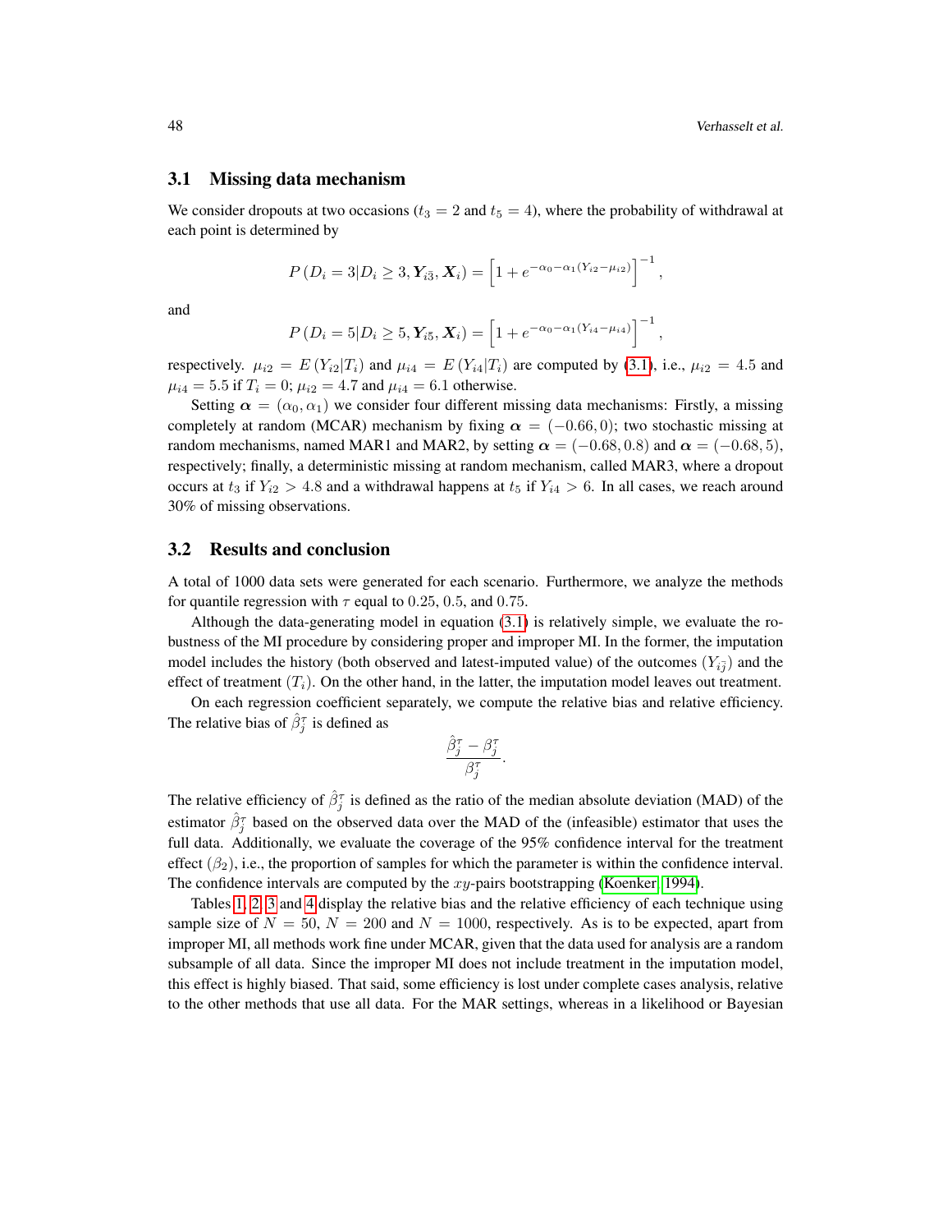### 3.1 Missing data mechanism

We consider dropouts at two occasions ($t_3 = 2$ and $t_5 = 4$), where the probability of withdrawal at each point is determined by

$$P\left(D_i = 3 | D_i \geq 3, \boldsymbol{Y}_{i\bar{3}}, \boldsymbol{X}_i\right) = \left[1 + e^{-\alpha_0 - \alpha_1 (Y_{i2} - \mu_{i2})}\right]^{-1},$$

and

$$P\left(D_i = 5 | D_i \geq 5, \boldsymbol{Y}_{i\bar{5}}, \boldsymbol{X}_i\right) = \left[1 + e^{-\alpha_0 - \alpha_1 (Y_{i4} - \mu_{i4})}\right]^{-1},$$

respectively. $\mu_{i2} = E\left(Y_{i2} | T_i\right)$ and $\mu_{i4} = E\left(Y_{i4} | T_i\right)$ are computed by (3.1), i.e., $\mu_{i2} = 4.5$ and $\mu_{i4} = 5.5$ if $T_i = 0$; $\mu_{i2} = 4.7$ and $\mu_{i4} = 6.1$ otherwise.

Setting $\boldsymbol{\alpha} = (\alpha_0, \alpha_1)$ we consider four different missing data mechanisms: Firstly, a missing completely at random (MCAR) mechanism by fixing $\boldsymbol{\alpha} = (-0.66, 0)$; two stochastic missing at random mechanisms, named MAR1 and MAR2, by setting $\boldsymbol{\alpha} = (-0.68, 0.8)$ and $\boldsymbol{\alpha} = (-0.68, 5)$, respectively; finally, a deterministic missing at random mechanism, called MAR3, where a dropout occurs at $t_3$ if $Y_{i2} > 4.8$ and a withdrawal happens at $t_5$ if $Y_{i4} > 6$. In all cases, we reach around 30% of missing observations.

### 3.2 Results and conclusion

A total of 1000 data sets were generated for each scenario. Furthermore, we analyze the methods for quantile regression with $\tau$ equal to $0.25$, $0.5$, and $0.75$.

Although the data-generating model in equation (3.1) is relatively simple, we evaluate the robustness of the MI procedure by considering proper and improper MI. In the former, the imputation model includes the history (both observed and latest-imputed value) of the outcomes ($Y_{i\bar{j}}$) and the effect of treatment ($T_i$). On the other hand, in the latter, the imputation model leaves out treatment.

On each regression coefficient separately, we compute the relative bias and relative efficiency. The relative bias of $\hat{\beta}_j^\tau$ is defined as

$$\frac{\hat{\beta}_j^\tau - \beta_j^\tau}{\beta_j^\tau}.$$

The relative efficiency of $\hat{\beta}_j^\tau$ is defined as the ratio of the median absolute deviation (MAD) of the estimator $\hat{\beta}_j^\tau$ based on the observed data over the MAD of the (infeasible) estimator that uses the full data. Additionally, we evaluate the coverage of the 95% confidence interval for the treatment effect ($\beta_2$), i.e., the proportion of samples for which the parameter is within the confidence interval. The confidence intervals are computed by the $xy$-pairs bootstrapping (Koenker, 1994).

Tables 1, 2, 3 and 4 display the relative bias and the relative efficiency of each technique using sample size of $N = 50$, $N = 200$ and $N = 1000$, respectively. As is to be expected, apart from improper MI, all methods work fine under MCAR, given that the data used for analysis are a random subsample of all data. Since the improper MI does not include treatment in the imputation model, this effect is highly biased. That said, some efficiency is lost under complete cases analysis, relative to the other methods that use all data. For the MAR settings, whereas in a likelihood or Bayesian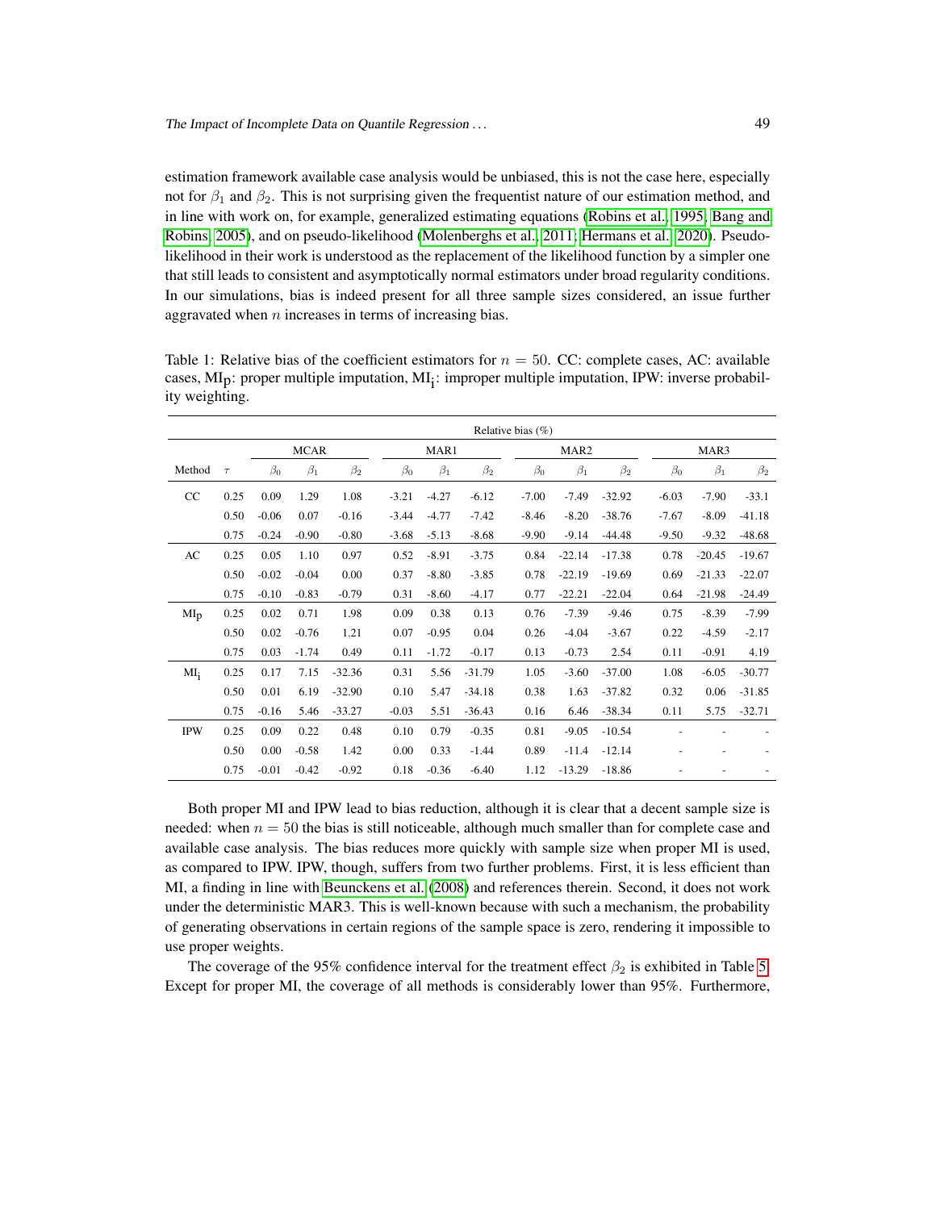estimation framework available case analysis would be unbiased, this is not the case here, especially not for $\beta_1$ and $\beta_2$. This is not surprising given the frequentist nature of our estimation method, and in line with work on, for example, generalized estimating equations (Robins et al., 1995; Bang and Robins, 2005), and on pseudo-likelihood (Molenberghs et al., 2011; Hermans et al., 2020). Pseudo-likelihood in their work is understood as the replacement of the likelihood function by a simpler one that still leads to consistent and asymptotically normal estimators under broad regularity conditions. In our simulations, bias is indeed present for all three sample sizes considered, an issue further aggravated when $n$ increases in terms of increasing bias.

Table 1: Relative bias of the coefficient estimators for $n = 50$. CC: complete cases, AC: available cases, $\text{MI}_\text{p}$: proper multiple imputation, $\text{MI}_\text{i}$: improper multiple imputation, IPW: inverse probability weighting.

| | | Relative bias (%) | | | | | | | | | | | |
|---|---|---|---|---|---|---|---|---|---|---|---|---|---|
| | | MCAR | | | MAR1 | | | MAR2 | | | MAR3 | | |
| Method | $\tau$ | $\beta_0$ | $\beta_1$ | $\beta_2$ | $\beta_0$ | $\beta_1$ | $\beta_2$ | $\beta_0$ | $\beta_1$ | $\beta_2$ | $\beta_0$ | $\beta_1$ | $\beta_2$ |
| CC | 0.25 | 0.09 | 1.29 | 1.08 | -3.21 | -4.27 | -6.12 | -7.00 | -7.49 | -32.92 | -6.03 | -7.90 | -33.1 |
| | 0.50 | -0.06 | 0.07 | -0.16 | -3.44 | -4.77 | -7.42 | -8.46 | -8.20 | -38.76 | -7.67 | -8.09 | -41.18 |
| | 0.75 | -0.24 | -0.90 | -0.80 | -3.68 | -5.13 | -8.68 | -9.90 | -9.14 | -44.48 | -9.50 | -9.32 | -48.68 |
| AC | 0.25 | 0.05 | 1.10 | 0.97 | 0.52 | -8.91 | -3.75 | 0.84 | -22.14 | -17.38 | 0.78 | -20.45 | -19.67 |
| | 0.50 | -0.02 | -0.04 | 0.00 | 0.37 | -8.80 | -3.85 | 0.78 | -22.19 | -19.69 | 0.69 | -21.33 | -22.07 |
| | 0.75 | -0.10 | -0.83 | -0.79 | 0.31 | -8.60 | -4.17 | 0.77 | -22.21 | -22.04 | 0.64 | -21.98 | -24.49 |
| $\text{MI}_\text{p}$ | 0.25 | 0.02 | 0.71 | 1.98 | 0.09 | 0.38 | 0.13 | 0.76 | -7.39 | -9.46 | 0.75 | -8.39 | -7.99 |
| | 0.50 | 0.02 | -0.76 | 1.21 | 0.07 | -0.95 | 0.04 | 0.26 | -4.04 | -3.67 | 0.22 | -4.59 | -2.17 |
| | 0.75 | 0.03 | -1.74 | 0.49 | 0.11 | -1.72 | -0.17 | 0.13 | -0.73 | 2.54 | 0.11 | -0.91 | 4.19 |
| $\text{MI}_\text{i}$ | 0.25 | 0.17 | 7.15 | -32.36 | 0.31 | 5.56 | -31.79 | 1.05 | -3.60 | -37.00 | 1.08 | -6.05 | -30.77 |
| | 0.50 | 0.01 | 6.19 | -32.90 | 0.10 | 5.47 | -34.18 | 0.38 | 1.63 | -37.82 | 0.32 | 0.06 | -31.85 |
| | 0.75 | -0.16 | 5.46 | -33.27 | -0.03 | 5.51 | -36.43 | 0.16 | 6.46 | -38.34 | 0.11 | 5.75 | -32.71 |
| IPW | 0.25 | 0.09 | 0.22 | 0.48 | 0.10 | 0.79 | -0.35 | 0.81 | -9.05 | -10.54 | - | - | - |
| | 0.50 | 0.00 | -0.58 | 1.42 | 0.00 | 0.33 | -1.44 | 0.89 | -11.4 | -12.14 | - | - | - |
| | 0.75 | -0.01 | -0.42 | -0.92 | 0.18 | -0.36 | -6.40 | 1.12 | -13.29 | -18.86 | - | - | - |

Both proper MI and IPW lead to bias reduction, although it is clear that a decent sample size is needed: when $n = 50$ the bias is still noticeable, although much smaller than for complete case and available case analysis. The bias reduces more quickly with sample size when proper MI is used, as compared to IPW. IPW, though, suffers from two further problems. First, it is less efficient than MI, a finding in line with Beunckens et al. (2008) and references therein. Second, it does not work under the deterministic MAR3. This is well-known because with such a mechanism, the probability of generating observations in certain regions of the sample space is zero, rendering it impossible to use proper weights.

The coverage of the 95% confidence interval for the treatment effect $\beta_2$ is exhibited in Table 5. Except for proper MI, the coverage of all methods is considerably lower than 95%. Furthermore,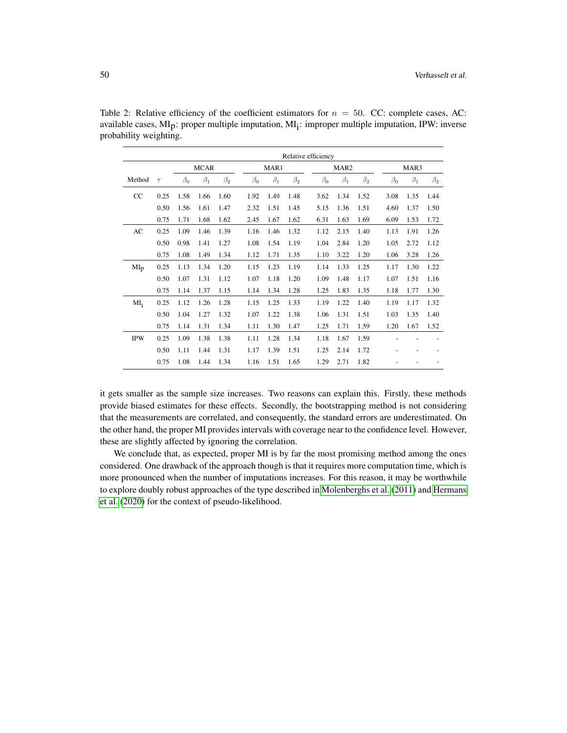Table 2: Relative efficiency of the coefficient estimators for $n = 50$. CC: complete cases, AC: available cases, $\mathrm{MI_p}$: proper multiple imputation, $\mathrm{MI_i}$: improper multiple imputation, IPW: inverse probability weighting.

| | | Relative efficiency | | | | | | | | | | | |
|---|---|---|---|---|---|---|---|---|---|---|---|---|---|
| | | MCAR | | | MAR1 | | | MAR2 | | | MAR3 | | |
| Method | $\tau$ | $\beta_0$ | $\beta_1$ | $\beta_2$ | $\beta_0$ | $\beta_1$ | $\beta_2$ | $\beta_0$ | $\beta_1$ | $\beta_2$ | $\beta_0$ | $\beta_1$ | $\beta_2$ |
| CC | 0.25 | 1.58 | 1.66 | 1.60 | 1.92 | 1.49 | 1.48 | 3.62 | 1.34 | 1.52 | 3.08 | 1.35 | 1.44 |
| | 0.50 | 1.56 | 1.61 | 1.47 | 2.32 | 1.51 | 1.45 | 5.15 | 1.36 | 1.51 | 4.60 | 1.37 | 1.50 |
| | 0.75 | 1.71 | 1.68 | 1.62 | 2.45 | 1.67 | 1.62 | 6.31 | 1.63 | 1.69 | 6.09 | 1.53 | 1.72 |
| AC | 0.25 | 1.09 | 1.46 | 1.39 | 1.16 | 1.46 | 1.32 | 1.12 | 2.15 | 1.40 | 1.13 | 1.91 | 1.26 |
| | 0.50 | 0.98 | 1.41 | 1.27 | 1.08 | 1.54 | 1.19 | 1.04 | 2.84 | 1.20 | 1.05 | 2.72 | 1.12 |
| | 0.75 | 1.08 | 1.49 | 1.34 | 1.12 | 1.71 | 1.35 | 1.10 | 3.22 | 1.20 | 1.06 | 3.28 | 1.26 |
| $\mathrm{MI_p}$ | 0.25 | 1.13 | 1.34 | 1.20 | 1.15 | 1.23 | 1.19 | 1.14 | 1.33 | 1.25 | 1.17 | 1.30 | 1.22 |
| | 0.50 | 1.07 | 1.31 | 1.12 | 1.07 | 1.18 | 1.20 | 1.09 | 1.48 | 1.17 | 1.07 | 1.51 | 1.16 |
| | 0.75 | 1.14 | 1.37 | 1.15 | 1.14 | 1.34 | 1.28 | 1.25 | 1.83 | 1.35 | 1.18 | 1.77 | 1.30 |
| $\mathrm{MI_i}$ | 0.25 | 1.12 | 1.26 | 1.28 | 1.15 | 1.25 | 1.33 | 1.19 | 1.22 | 1.40 | 1.19 | 1.17 | 1.32 |
| | 0.50 | 1.04 | 1.27 | 1.32 | 1.07 | 1.22 | 1.38 | 1.06 | 1.31 | 1.51 | 1.03 | 1.35 | 1.40 |
| | 0.75 | 1.14 | 1.31 | 1.34 | 1.11 | 1.30 | 1.47 | 1.25 | 1.71 | 1.59 | 1.20 | 1.67 | 1.52 |
| IPW | 0.25 | 1.09 | 1.38 | 1.38 | 1.11 | 1.28 | 1.34 | 1.18 | 1.67 | 1.59 | - | - | - |
| | 0.50 | 1.11 | 1.44 | 1.31 | 1.17 | 1.39 | 1.51 | 1.25 | 2.14 | 1.72 | - | - | - |
| | 0.75 | 1.08 | 1.44 | 1.34 | 1.16 | 1.51 | 1.65 | 1.29 | 2.71 | 1.82 | - | - | - |

it gets smaller as the sample size increases. Two reasons can explain this. Firstly, these methods provide biased estimates for these effects. Secondly, the bootstrapping method is not considering that the measurements are correlated, and consequently, the standard errors are underestimated. On the other hand, the proper MI provides intervals with coverage near to the confidence level. However, these are slightly affected by ignoring the correlation.

We conclude that, as expected, proper MI is by far the most promising method among the ones considered. One drawback of the approach though is that it requires more computation time, which is more pronounced when the number of imputations increases. For this reason, it may be worthwhile to explore doubly robust approaches of the type described in Molenberghs et al. (2011) and Hermans et al. (2020) for the context of pseudo-likelihood.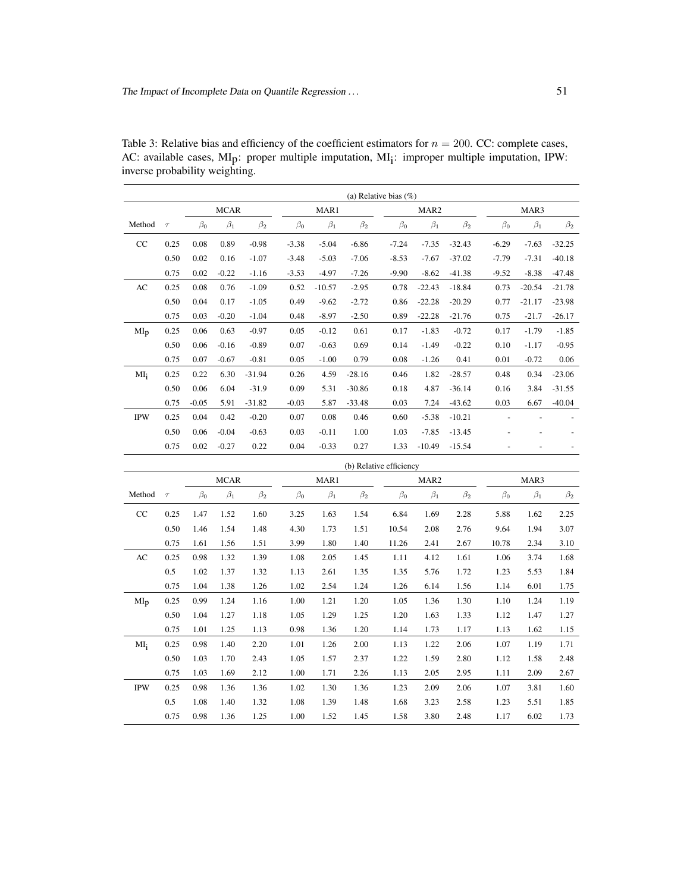Table 3: Relative bias and efficiency of the coefficient estimators for $n = 200$. CC: complete cases, AC: available cases, $MI_p$: proper multiple imputation, $MI_i$: improper multiple imputation, IPW: inverse probability weighting.

(a) Relative bias (%)

| | | MCAR | | | MAR1 | | | MAR2 | | | MAR3 | | |
|---|---|---|---|---|---|---|---|---|---|---|---|---|---|
| Method | $\tau$ | $\beta_0$ | $\beta_1$ | $\beta_2$ | $\beta_0$ | $\beta_1$ | $\beta_2$ | $\beta_0$ | $\beta_1$ | $\beta_2$ | $\beta_0$ | $\beta_1$ | $\beta_2$ |
| CC | 0.25 | 0.08 | 0.89 | -0.98 | -3.38 | -5.04 | -6.86 | -7.24 | -7.35 | -32.43 | -6.29 | -7.63 | -32.25 |
| | 0.50 | 0.02 | 0.16 | -1.07 | -3.48 | -5.03 | -7.06 | -8.53 | -7.67 | -37.02 | -7.79 | -7.31 | -40.18 |
| | 0.75 | 0.02 | -0.22 | -1.16 | -3.53 | -4.97 | -7.26 | -9.90 | -8.62 | -41.38 | -9.52 | -8.38 | -47.48 |
| AC | 0.25 | 0.08 | 0.76 | -1.09 | 0.52 | -10.57 | -2.95 | 0.78 | -22.43 | -18.84 | 0.73 | -20.54 | -21.78 |
| | 0.50 | 0.04 | 0.17 | -1.05 | 0.49 | -9.62 | -2.72 | 0.86 | -22.28 | -20.29 | 0.77 | -21.17 | -23.98 |
| | 0.75 | 0.03 | -0.20 | -1.04 | 0.48 | -8.97 | -2.50 | 0.89 | -22.28 | -21.76 | 0.75 | -21.7 | -26.17 |
| $MI_p$ | 0.25 | 0.06 | 0.63 | -0.97 | 0.05 | -0.12 | 0.61 | 0.17 | -1.83 | -0.72 | 0.17 | -1.79 | -1.85 |
| | 0.50 | 0.06 | -0.16 | -0.89 | 0.07 | -0.63 | 0.69 | 0.14 | -1.49 | -0.22 | 0.10 | -1.17 | -0.95 |
| | 0.75 | 0.07 | -0.67 | -0.81 | 0.05 | -1.00 | 0.79 | 0.08 | -1.26 | 0.41 | 0.01 | -0.72 | 0.06 |
| $MI_i$ | 0.25 | 0.22 | 6.30 | -31.94 | 0.26 | 4.59 | -28.16 | 0.46 | 1.82 | -28.57 | 0.48 | 0.34 | -23.06 |
| | 0.50 | 0.06 | 6.04 | -31.9 | 0.09 | 5.31 | -30.86 | 0.18 | 4.87 | -36.14 | 0.16 | 3.84 | -31.55 |
| | 0.75 | -0.05 | 5.91 | -31.82 | -0.03 | 5.87 | -33.48 | 0.03 | 7.24 | -43.62 | 0.03 | 6.67 | -40.04 |
| IPW | 0.25 | 0.04 | 0.42 | -0.20 | 0.07 | 0.08 | 0.46 | 0.60 | -5.38 | -10.21 | - | - | - |
| | 0.50 | 0.06 | -0.04 | -0.63 | 0.03 | -0.11 | 1.00 | 1.03 | -7.85 | -13.45 | - | - | - |
| | 0.75 | 0.02 | -0.27 | 0.22 | 0.04 | -0.33 | 0.27 | 1.33 | -10.49 | -15.54 | - | - | - |

(b) Relative efficiency

| | | MCAR | | | MAR1 | | | MAR2 | | | MAR3 | | |
|---|---|---|---|---|---|---|---|---|---|---|---|---|---|
| Method | $\tau$ | $\beta_0$ | $\beta_1$ | $\beta_2$ | $\beta_0$ | $\beta_1$ | $\beta_2$ | $\beta_0$ | $\beta_1$ | $\beta_2$ | $\beta_0$ | $\beta_1$ | $\beta_2$ |
| CC | 0.25 | 1.47 | 1.52 | 1.60 | 3.25 | 1.63 | 1.54 | 6.84 | 1.69 | 2.28 | 5.88 | 1.62 | 2.25 |
| | 0.50 | 1.46 | 1.54 | 1.48 | 4.30 | 1.73 | 1.51 | 10.54 | 2.08 | 2.76 | 9.64 | 1.94 | 3.07 |
| | 0.75 | 1.61 | 1.56 | 1.51 | 3.99 | 1.80 | 1.40 | 11.26 | 2.41 | 2.67 | 10.78 | 2.34 | 3.10 |
| AC | 0.25 | 0.98 | 1.32 | 1.39 | 1.08 | 2.05 | 1.45 | 1.11 | 4.12 | 1.61 | 1.06 | 3.74 | 1.68 |
| | 0.5 | 1.02 | 1.37 | 1.32 | 1.13 | 2.61 | 1.35 | 1.35 | 5.76 | 1.72 | 1.23 | 5.53 | 1.84 |
| | 0.75 | 1.04 | 1.38 | 1.26 | 1.02 | 2.54 | 1.24 | 1.26 | 6.14 | 1.56 | 1.14 | 6.01 | 1.75 |
| $MI_p$ | 0.25 | 0.99 | 1.24 | 1.16 | 1.00 | 1.21 | 1.20 | 1.05 | 1.36 | 1.30 | 1.10 | 1.24 | 1.19 |
| | 0.50 | 1.04 | 1.27 | 1.18 | 1.05 | 1.29 | 1.25 | 1.20 | 1.63 | 1.33 | 1.12 | 1.47 | 1.27 |
| | 0.75 | 1.01 | 1.25 | 1.13 | 0.98 | 1.36 | 1.20 | 1.14 | 1.73 | 1.17 | 1.13 | 1.62 | 1.15 |
| $MI_i$ | 0.25 | 0.98 | 1.40 | 2.20 | 1.01 | 1.26 | 2.00 | 1.13 | 1.22 | 2.06 | 1.07 | 1.19 | 1.71 |
| | 0.50 | 1.03 | 1.70 | 2.43 | 1.05 | 1.57 | 2.37 | 1.22 | 1.59 | 2.80 | 1.12 | 1.58 | 2.48 |
| | 0.75 | 1.03 | 1.69 | 2.12 | 1.00 | 1.71 | 2.26 | 1.13 | 2.05 | 2.95 | 1.11 | 2.09 | 2.67 |
| IPW | 0.25 | 0.98 | 1.36 | 1.36 | 1.02 | 1.30 | 1.36 | 1.23 | 2.09 | 2.06 | 1.07 | 3.81 | 1.60 |
| | 0.5 | 1.08 | 1.40 | 1.32 | 1.08 | 1.39 | 1.48 | 1.68 | 3.23 | 2.58 | 1.23 | 5.51 | 1.85 |
| | 0.75 | 0.98 | 1.36 | 1.25 | 1.00 | 1.52 | 1.45 | 1.58 | 3.80 | 2.48 | 1.17 | 6.02 | 1.73 |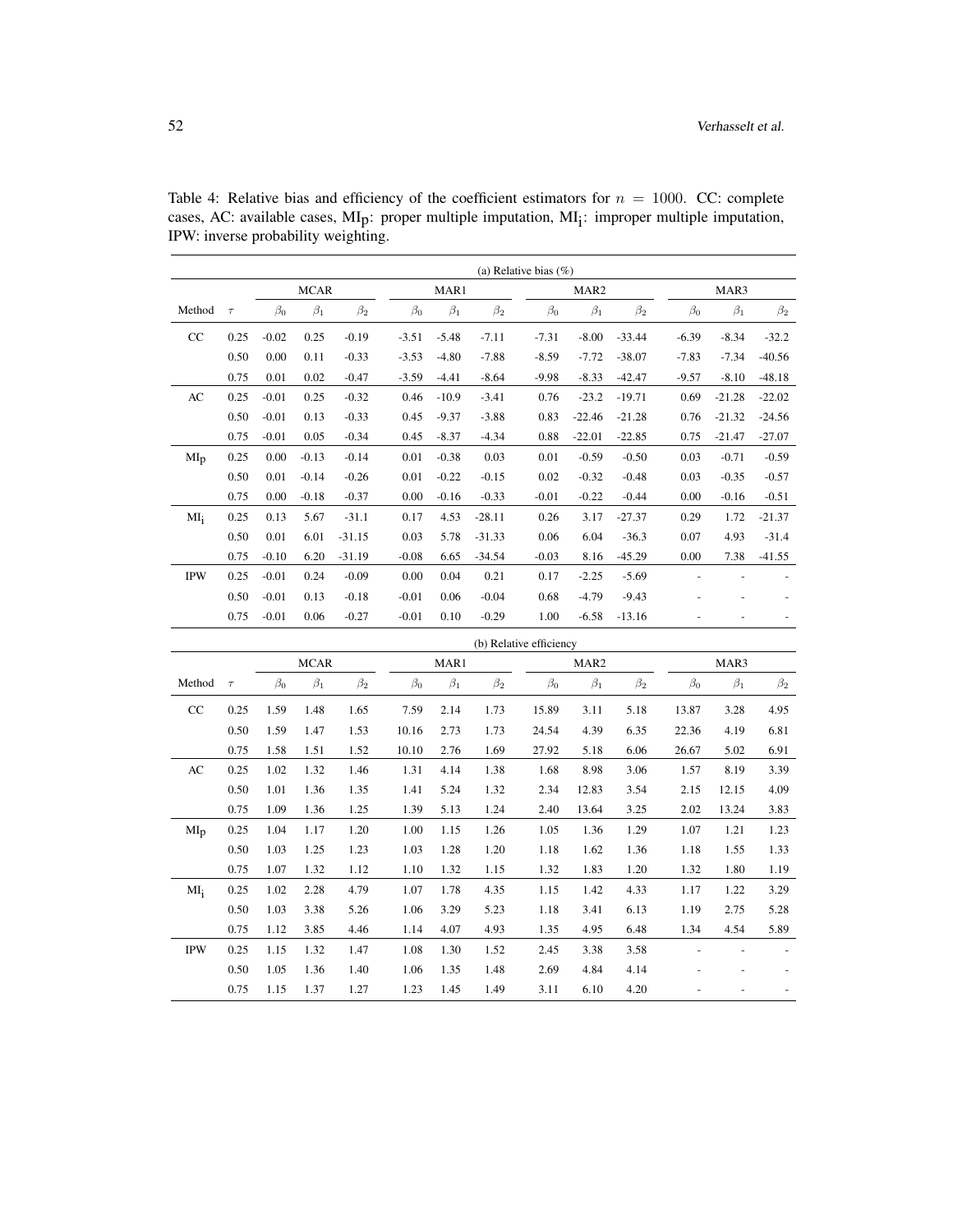Table 4: Relative bias and efficiency of the coefficient estimators for $n = 1000$. CC: complete cases, AC: available cases, $\text{MI}_\text{p}$: proper multiple imputation, $\text{MI}_\text{i}$: improper multiple imputation, IPW: inverse probability weighting.

(a) Relative bias (%)

| | | MCAR | | | MAR1 | | | MAR2 | | | MAR3 | | |
|---|---|---|---|---|---|---|---|---|---|---|---|---|---|
| Method | $\tau$ | $\beta_0$ | $\beta_1$ | $\beta_2$ | $\beta_0$ | $\beta_1$ | $\beta_2$ | $\beta_0$ | $\beta_1$ | $\beta_2$ | $\beta_0$ | $\beta_1$ | $\beta_2$ |
| CC | 0.25 | -0.02 | 0.25 | -0.19 | -3.51 | -5.48 | -7.11 | -7.31 | -8.00 | -33.44 | -6.39 | -8.34 | -32.2 |
| | 0.50 | 0.00 | 0.11 | -0.33 | -3.53 | -4.80 | -7.88 | -8.59 | -7.72 | -38.07 | -7.83 | -7.34 | -40.56 |
| | 0.75 | 0.01 | 0.02 | -0.47 | -3.59 | -4.41 | -8.64 | -9.98 | -8.33 | -42.47 | -9.57 | -8.10 | -48.18 |
| AC | 0.25 | -0.01 | 0.25 | -0.32 | 0.46 | -10.9 | -3.41 | 0.76 | -23.2 | -19.71 | 0.69 | -21.28 | -22.02 |
| | 0.50 | -0.01 | 0.13 | -0.33 | 0.45 | -9.37 | -3.88 | 0.83 | -22.46 | -21.28 | 0.76 | -21.32 | -24.56 |
| | 0.75 | -0.01 | 0.05 | -0.34 | 0.45 | -8.37 | -4.34 | 0.88 | -22.01 | -22.85 | 0.75 | -21.47 | -27.07 |
| $\text{MI}_\text{p}$ | 0.25 | 0.00 | -0.13 | -0.14 | 0.01 | -0.38 | 0.03 | 0.01 | -0.59 | -0.50 | 0.03 | -0.71 | -0.59 |
| | 0.50 | 0.01 | -0.14 | -0.26 | 0.01 | -0.22 | -0.15 | 0.02 | -0.32 | -0.48 | 0.03 | -0.35 | -0.57 |
| | 0.75 | 0.00 | -0.18 | -0.37 | 0.00 | -0.16 | -0.33 | -0.01 | -0.22 | -0.44 | 0.00 | -0.16 | -0.51 |
| $\text{MI}_\text{i}$ | 0.25 | 0.13 | 5.67 | -31.1 | 0.17 | 4.53 | -28.11 | 0.26 | 3.17 | -27.37 | 0.29 | 1.72 | -21.37 |
| | 0.50 | 0.01 | 6.01 | -31.15 | 0.03 | 5.78 | -31.33 | 0.06 | 6.04 | -36.3 | 0.07 | 4.93 | -31.4 |
| | 0.75 | -0.10 | 6.20 | -31.19 | -0.08 | 6.65 | -34.54 | -0.03 | 8.16 | -45.29 | 0.00 | 7.38 | -41.55 |
| IPW | 0.25 | -0.01 | 0.24 | -0.09 | 0.00 | 0.04 | 0.21 | 0.17 | -2.25 | -5.69 | - | - | - |
| | 0.50 | -0.01 | 0.13 | -0.18 | -0.01 | 0.06 | -0.04 | 0.68 | -4.79 | -9.43 | - | - | - |
| | 0.75 | -0.01 | 0.06 | -0.27 | -0.01 | 0.10 | -0.29 | 1.00 | -6.58 | -13.16 | - | - | - |

(b) Relative efficiency

| | | MCAR | | | MAR1 | | | MAR2 | | | MAR3 | | |
|---|---|---|---|---|---|---|---|---|---|---|---|---|---|
| Method | $\tau$ | $\beta_0$ | $\beta_1$ | $\beta_2$ | $\beta_0$ | $\beta_1$ | $\beta_2$ | $\beta_0$ | $\beta_1$ | $\beta_2$ | $\beta_0$ | $\beta_1$ | $\beta_2$ |
| CC | 0.25 | 1.59 | 1.48 | 1.65 | 7.59 | 2.14 | 1.73 | 15.89 | 3.11 | 5.18 | 13.87 | 3.28 | 4.95 |
| | 0.50 | 1.59 | 1.47 | 1.53 | 10.16 | 2.73 | 1.73 | 24.54 | 4.39 | 6.35 | 22.36 | 4.19 | 6.81 |
| | 0.75 | 1.58 | 1.51 | 1.52 | 10.10 | 2.76 | 1.69 | 27.92 | 5.18 | 6.06 | 26.67 | 5.02 | 6.91 |
| AC | 0.25 | 1.02 | 1.32 | 1.46 | 1.31 | 4.14 | 1.38 | 1.68 | 8.98 | 3.06 | 1.57 | 8.19 | 3.39 |
| | 0.50 | 1.01 | 1.36 | 1.35 | 1.41 | 5.24 | 1.32 | 2.34 | 12.83 | 3.54 | 2.15 | 12.15 | 4.09 |
| | 0.75 | 1.09 | 1.36 | 1.25 | 1.39 | 5.13 | 1.24 | 2.40 | 13.64 | 3.25 | 2.02 | 13.24 | 3.83 |
| $\text{MI}_\text{p}$ | 0.25 | 1.04 | 1.17 | 1.20 | 1.00 | 1.15 | 1.26 | 1.05 | 1.36 | 1.29 | 1.07 | 1.21 | 1.23 |
| | 0.50 | 1.03 | 1.25 | 1.23 | 1.03 | 1.28 | 1.20 | 1.18 | 1.62 | 1.36 | 1.18 | 1.55 | 1.33 |
| | 0.75 | 1.07 | 1.32 | 1.12 | 1.10 | 1.32 | 1.15 | 1.32 | 1.83 | 1.20 | 1.32 | 1.80 | 1.19 |
| $\text{MI}_\text{i}$ | 0.25 | 1.02 | 2.28 | 4.79 | 1.07 | 1.78 | 4.35 | 1.15 | 1.42 | 4.33 | 1.17 | 1.22 | 3.29 |
| | 0.50 | 1.03 | 3.38 | 5.26 | 1.06 | 3.29 | 5.23 | 1.18 | 3.41 | 6.13 | 1.19 | 2.75 | 5.28 |
| | 0.75 | 1.12 | 3.85 | 4.46 | 1.14 | 4.07 | 4.93 | 1.35 | 4.95 | 6.48 | 1.34 | 4.54 | 5.89 |
| IPW | 0.25 | 1.15 | 1.32 | 1.47 | 1.08 | 1.30 | 1.52 | 2.45 | 3.38 | 3.58 | - | - | - |
| | 0.50 | 1.05 | 1.36 | 1.40 | 1.06 | 1.35 | 1.48 | 2.69 | 4.84 | 4.14 | - | - | - |
| | 0.75 | 1.15 | 1.37 | 1.27 | 1.23 | 1.45 | 1.49 | 3.11 | 6.10 | 4.20 | - | - | - |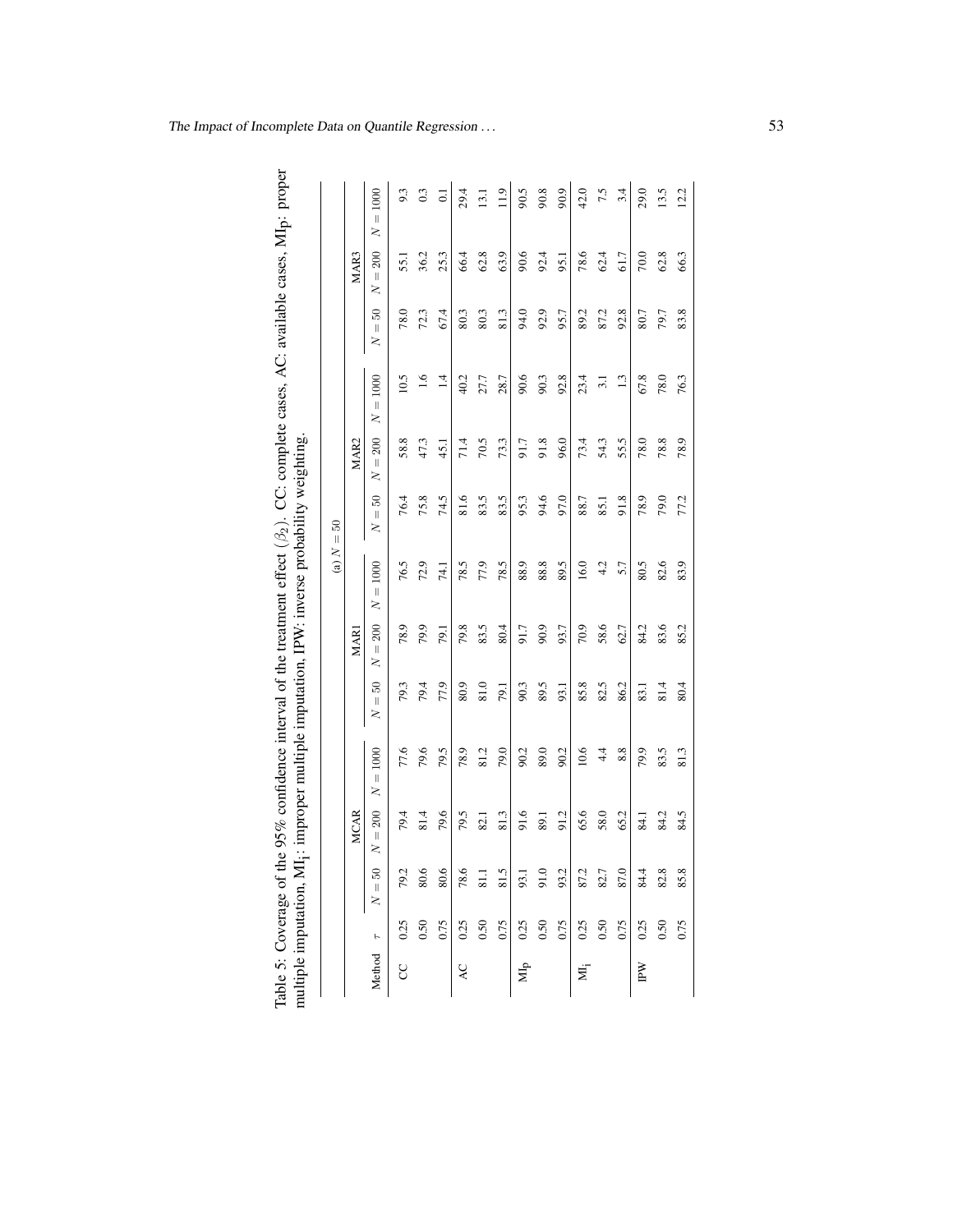Table 5: Coverage of the 95% confidence interval of the treatment effect ($\beta_2$). CC: complete cases, AC: available cases, $\text{MI}_\text{p}$: proper multiple imputation, $\text{MI}_\text{i}$: improper multiple imputation, IPW: inverse probability weighting.

(a) $N = 50$

| Method | $\tau$ | MCAR | | | MAR1 | | | MAR2 | | | MAR3 | | |
|---|---|---|---|---|---|---|---|---|---|---|---|---|---|
| | | $N = 50$ | $N = 200$ | $N = 1000$ | $N = 50$ | $N = 200$ | $N = 1000$ | $N = 50$ | $N = 200$ | $N = 1000$ | $N = 50$ | $N = 200$ | $N = 1000$ |
| CC | 0.25 | 79.2 | 79.4 | 77.6 | 79.3 | 78.9 | 76.5 | 76.4 | 58.8 | 10.5 | 78.0 | 55.1 | 9.3 |
| | 0.50 | 80.6 | 81.4 | 79.6 | 79.4 | 79.9 | 72.9 | 75.8 | 47.3 | 1.6 | 72.3 | 36.2 | 0.3 |
| | 0.75 | 80.6 | 79.6 | 79.5 | 77.9 | 79.1 | 74.1 | 74.5 | 45.1 | 1.4 | 67.4 | 25.3 | 0.1 |
| AC | 0.25 | 78.6 | 79.5 | 78.9 | 80.9 | 79.8 | 78.5 | 81.6 | 71.4 | 40.2 | 80.3 | 66.4 | 29.4 |
| | 0.50 | 81.1 | 82.1 | 81.2 | 81.0 | 83.5 | 77.9 | 83.5 | 70.5 | 27.7 | 80.3 | 62.8 | 13.1 |
| | 0.75 | 81.5 | 81.3 | 79.0 | 79.1 | 80.4 | 78.5 | 83.5 | 73.3 | 28.7 | 81.3 | 63.9 | 11.9 |
| $\text{MI}_\text{p}$ | 0.25 | 93.1 | 91.6 | 90.2 | 90.3 | 91.7 | 88.9 | 95.3 | 91.7 | 90.6 | 94.0 | 90.6 | 90.5 |
| | 0.50 | 91.0 | 89.1 | 89.0 | 89.5 | 90.9 | 88.8 | 94.6 | 91.8 | 90.3 | 92.9 | 92.4 | 90.8 |
| | 0.75 | 93.2 | 91.2 | 90.2 | 93.1 | 93.7 | 89.5 | 97.0 | 96.0 | 92.8 | 95.7 | 95.1 | 90.9 |
| $\text{MI}_\text{i}$ | 0.25 | 87.2 | 65.6 | 10.6 | 85.8 | 70.9 | 16.0 | 88.7 | 73.4 | 23.4 | 89.2 | 78.6 | 42.0 |
| | 0.50 | 82.7 | 58.0 | 4.4 | 82.5 | 58.6 | 4.2 | 85.1 | 54.3 | 3.1 | 87.2 | 62.4 | 7.5 |
| | 0.75 | 87.0 | 65.2 | 8.8 | 86.2 | 62.7 | 5.7 | 91.8 | 55.5 | 1.3 | 92.8 | 61.7 | 3.4 |
| IPW | 0.25 | 84.4 | 84.1 | 79.9 | 83.1 | 84.2 | 80.5 | 78.9 | 78.0 | 67.8 | 80.7 | 70.0 | 29.0 |
| | 0.50 | 82.8 | 84.2 | 83.5 | 81.4 | 83.6 | 82.6 | 79.0 | 78.8 | 78.0 | 79.7 | 62.8 | 13.5 |
| | 0.75 | 85.8 | 84.5 | 81.3 | 80.4 | 85.2 | 83.9 | 77.2 | 78.9 | 76.3 | 83.8 | 66.3 | 12.2 |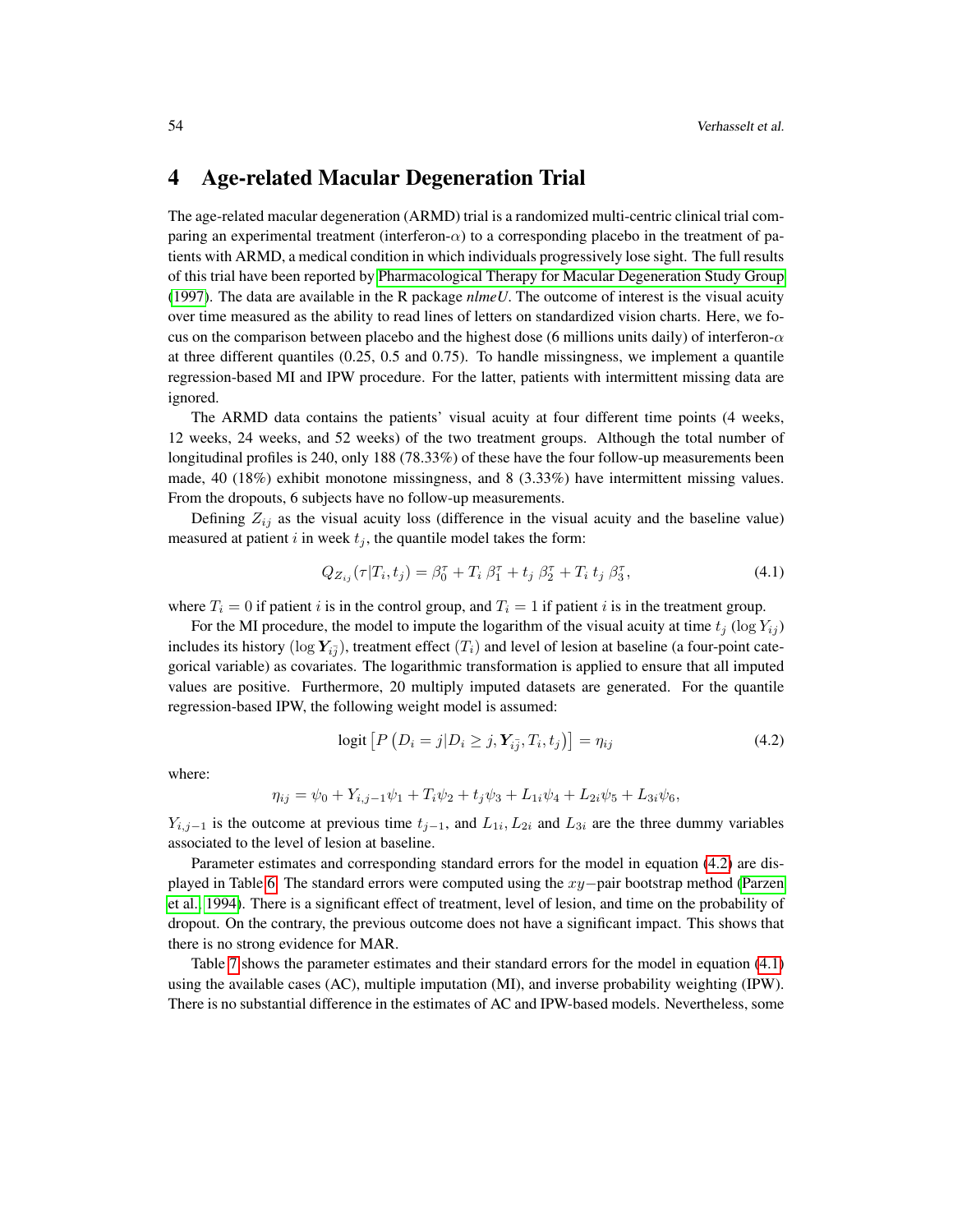# 4 Age-related Macular Degeneration Trial

The age-related macular degeneration (ARMD) trial is a randomized multi-centric clinical trial comparing an experimental treatment (interferon-$\alpha$) to a corresponding placebo in the treatment of patients with ARMD, a medical condition in which individuals progressively lose sight. The full results of this trial have been reported by Pharmacological Therapy for Macular Degeneration Study Group (1997). The data are available in the R package *nlmeU*. The outcome of interest is the visual acuity over time measured as the ability to read lines of letters on standardized vision charts. Here, we focus on the comparison between placebo and the highest dose (6 millions units daily) of interferon-$\alpha$ at three different quantiles (0.25, 0.5 and 0.75). To handle missingness, we implement a quantile regression-based MI and IPW procedure. For the latter, patients with intermittent missing data are ignored.

The ARMD data contains the patients' visual acuity at four different time points (4 weeks, 12 weeks, 24 weeks, and 52 weeks) of the two treatment groups. Although the total number of longitudinal profiles is 240, only 188 (78.33%) of these have the four follow-up measurements been made, 40 (18%) exhibit monotone missingness, and 8 (3.33%) have intermittent missing values. From the dropouts, 6 subjects have no follow-up measurements.

Defining $Z_{ij}$ as the visual acuity loss (difference in the visual acuity and the baseline value) measured at patient $i$ in week $t_j$, the quantile model takes the form:

$$Q_{Z_{ij}}(\tau|T_i, t_j) = \beta_0^\tau + T_i\, \beta_1^\tau + t_j\, \beta_2^\tau + T_i\, t_j\, \beta_3^\tau, \tag{4.1}$$

where $T_i = 0$ if patient $i$ is in the control group, and $T_i = 1$ if patient $i$ is in the treatment group.

For the MI procedure, the model to impute the logarithm of the visual acuity at time $t_j$ ($\log Y_{ij}$) includes its history ($\log \boldsymbol{Y}_{i\bar{j}}$), treatment effect ($T_i$) and level of lesion at baseline (a four-point categorical variable) as covariates. The logarithmic transformation is applied to ensure that all imputed values are positive. Furthermore, 20 multiply imputed datasets are generated. For the quantile regression-based IPW, the following weight model is assumed:

$$\text{logit}\left[P\left(D_i = j|D_i \geq j, \boldsymbol{Y}_{i\bar{j}}, T_i, t_j\right)\right] = \eta_{ij} \tag{4.2}$$

where:

$$\eta_{ij} = \psi_0 + Y_{i,j-1}\psi_1 + T_i\psi_2 + t_j\psi_3 + L_{1i}\psi_4 + L_{2i}\psi_5 + L_{3i}\psi_6,$$

$Y_{i,j-1}$ is the outcome at previous time $t_{j-1}$, and $L_{1i}, L_{2i}$ and $L_{3i}$ are the three dummy variables associated to the level of lesion at baseline.

Parameter estimates and corresponding standard errors for the model in equation (4.2) are displayed in Table 6. The standard errors were computed using the $xy-$pair bootstrap method (Parzen et al., 1994). There is a significant effect of treatment, level of lesion, and time on the probability of dropout. On the contrary, the previous outcome does not have a significant impact. This shows that there is no strong evidence for MAR.

Table 7 shows the parameter estimates and their standard errors for the model in equation (4.1) using the available cases (AC), multiple imputation (MI), and inverse probability weighting (IPW). There is no substantial difference in the estimates of AC and IPW-based models. Nevertheless, some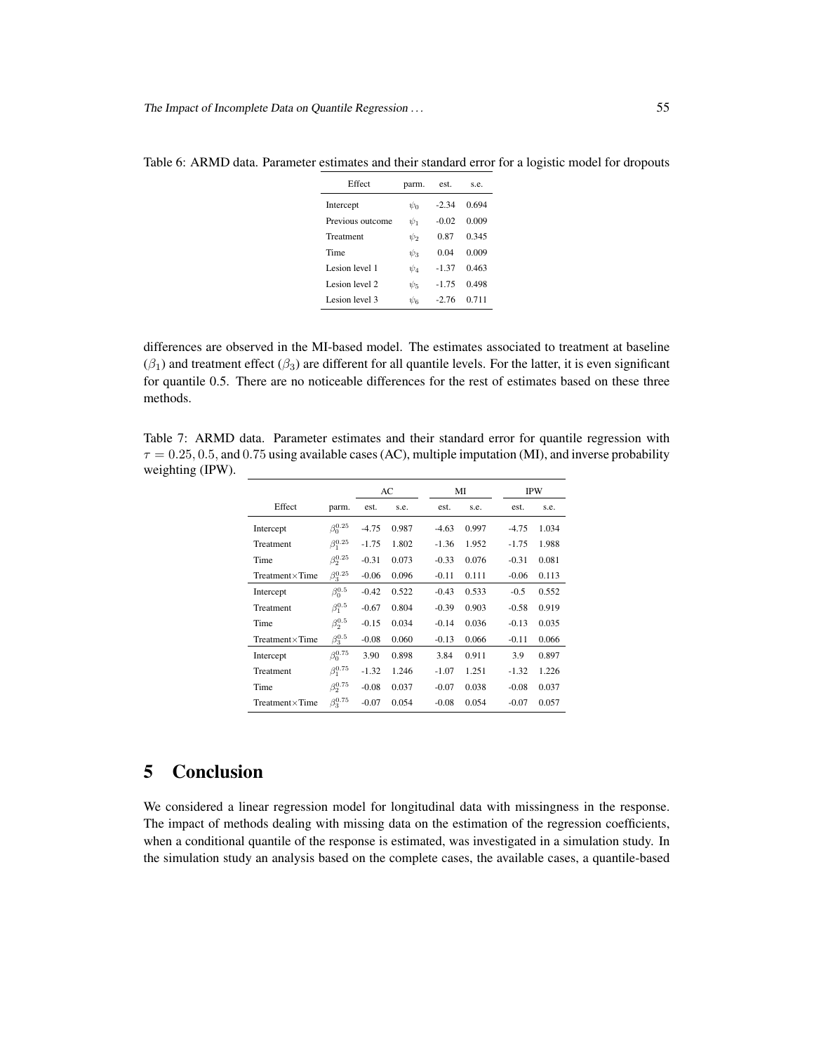Table 6: ARMD data. Parameter estimates and their standard error for a logistic model for dropouts

| Effect | parm. | est. | s.e. |
|---|---|---|---|
| Intercept | $\psi_0$ | -2.34 | 0.694 |
| Previous outcome | $\psi_1$ | -0.02 | 0.009 |
| Treatment | $\psi_2$ | 0.87 | 0.345 |
| Time | $\psi_3$ | 0.04 | 0.009 |
| Lesion level 1 | $\psi_4$ | -1.37 | 0.463 |
| Lesion level 2 | $\psi_5$ | -1.75 | 0.498 |
| Lesion level 3 | $\psi_6$ | -2.76 | 0.711 |

differences are observed in the MI-based model. The estimates associated to treatment at baseline ($\beta_1$) and treatment effect ($\beta_3$) are different for all quantile levels. For the latter, it is even significant for quantile 0.5. There are no noticeable differences for the rest of estimates based on these three methods.

Table 7: ARMD data. Parameter estimates and their standard error for quantile regression with $\tau = 0.25, 0.5$, and $0.75$ using available cases (AC), multiple imputation (MI), and inverse probability weighting (IPW).

| | | AC | | MI | | IPW | |
|---|---|---|---|---|---|---|---|
| Effect | parm. | est. | s.e. | est. | s.e. | est. | s.e. |
| Intercept | $\beta_0^{0.25}$ | -4.75 | 0.987 | -4.63 | 0.997 | -4.75 | 1.034 |
| Treatment | $\beta_1^{0.25}$ | -1.75 | 1.802 | -1.36 | 1.952 | -1.75 | 1.988 |
| Time | $\beta_2^{0.25}$ | -0.31 | 0.073 | -0.33 | 0.076 | -0.31 | 0.081 |
| Treatment×Time | $\beta_3^{0.25}$ | -0.06 | 0.096 | -0.11 | 0.111 | -0.06 | 0.113 |
| Intercept | $\beta_0^{0.5}$ | -0.42 | 0.522 | -0.43 | 0.533 | -0.5 | 0.552 |
| Treatment | $\beta_1^{0.5}$ | -0.67 | 0.804 | -0.39 | 0.903 | -0.58 | 0.919 |
| Time | $\beta_2^{0.5}$ | -0.15 | 0.034 | -0.14 | 0.036 | -0.13 | 0.035 |
| Treatment×Time | $\beta_3^{0.5}$ | -0.08 | 0.060 | -0.13 | 0.066 | -0.11 | 0.066 |
| Intercept | $\beta_0^{0.75}$ | 3.90 | 0.898 | 3.84 | 0.911 | 3.9 | 0.897 |
| Treatment | $\beta_1^{0.75}$ | -1.32 | 1.246 | -1.07 | 1.251 | -1.32 | 1.226 |
| Time | $\beta_2^{0.75}$ | -0.08 | 0.037 | -0.07 | 0.038 | -0.08 | 0.037 |
| Treatment×Time | $\beta_3^{0.75}$ | -0.07 | 0.054 | -0.08 | 0.054 | -0.07 | 0.057 |

# 5 Conclusion

We considered a linear regression model for longitudinal data with missingness in the response. The impact of methods dealing with missing data on the estimation of the regression coefficients, when a conditional quantile of the response is estimated, was investigated in a simulation study. In the simulation study an analysis based on the complete cases, the available cases, a quantile-based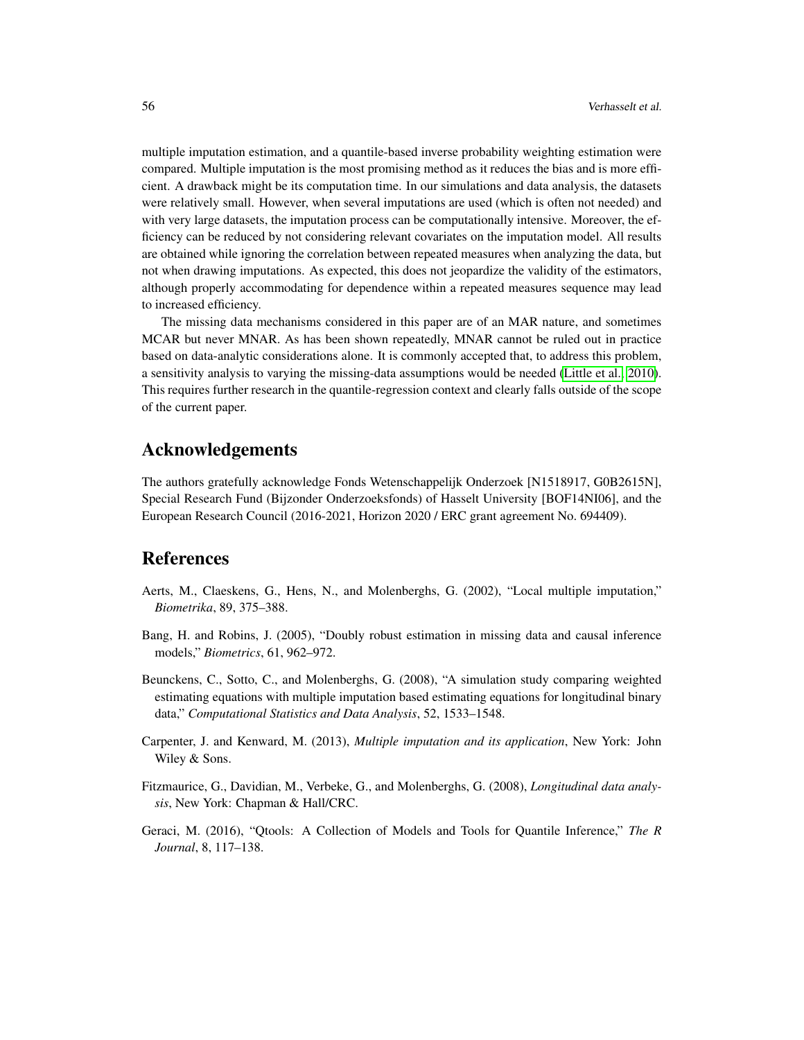multiple imputation estimation, and a quantile-based inverse probability weighting estimation were compared. Multiple imputation is the most promising method as it reduces the bias and is more efficient. A drawback might be its computation time. In our simulations and data analysis, the datasets were relatively small. However, when several imputations are used (which is often not needed) and with very large datasets, the imputation process can be computationally intensive. Moreover, the efficiency can be reduced by not considering relevant covariates on the imputation model. All results are obtained while ignoring the correlation between repeated measures when analyzing the data, but not when drawing imputations. As expected, this does not jeopardize the validity of the estimators, although properly accommodating for dependence within a repeated measures sequence may lead to increased efficiency.

The missing data mechanisms considered in this paper are of an MAR nature, and sometimes MCAR but never MNAR. As has been shown repeatedly, MNAR cannot be ruled out in practice based on data-analytic considerations alone. It is commonly accepted that, to address this problem, a sensitivity analysis to varying the missing-data assumptions would be needed (Little et al., 2010). This requires further research in the quantile-regression context and clearly falls outside of the scope of the current paper.

## Acknowledgements

The authors gratefully acknowledge Fonds Wetenschappelijk Onderzoek [N1518917, G0B2615N], Special Research Fund (Bijzonder Onderzoeksfonds) of Hasselt University [BOF14NI06], and the European Research Council (2016-2021, Horizon 2020 / ERC grant agreement No. 694409).

## References

Aerts, M., Claeskens, G., Hens, N., and Molenberghs, G. (2002), "Local multiple imputation," *Biometrika*, 89, 375–388.

Bang, H. and Robins, J. (2005), "Doubly robust estimation in missing data and causal inference models," *Biometrics*, 61, 962–972.

Beunckens, C., Sotto, C., and Molenberghs, G. (2008), "A simulation study comparing weighted estimating equations with multiple imputation based estimating equations for longitudinal binary data," *Computational Statistics and Data Analysis*, 52, 1533–1548.

Carpenter, J. and Kenward, M. (2013), *Multiple imputation and its application*, New York: John Wiley & Sons.

Fitzmaurice, G., Davidian, M., Verbeke, G., and Molenberghs, G. (2008), *Longitudinal data analysis*, New York: Chapman & Hall/CRC.

Geraci, M. (2016), "Qtools: A Collection of Models and Tools for Quantile Inference," *The R Journal*, 8, 117–138.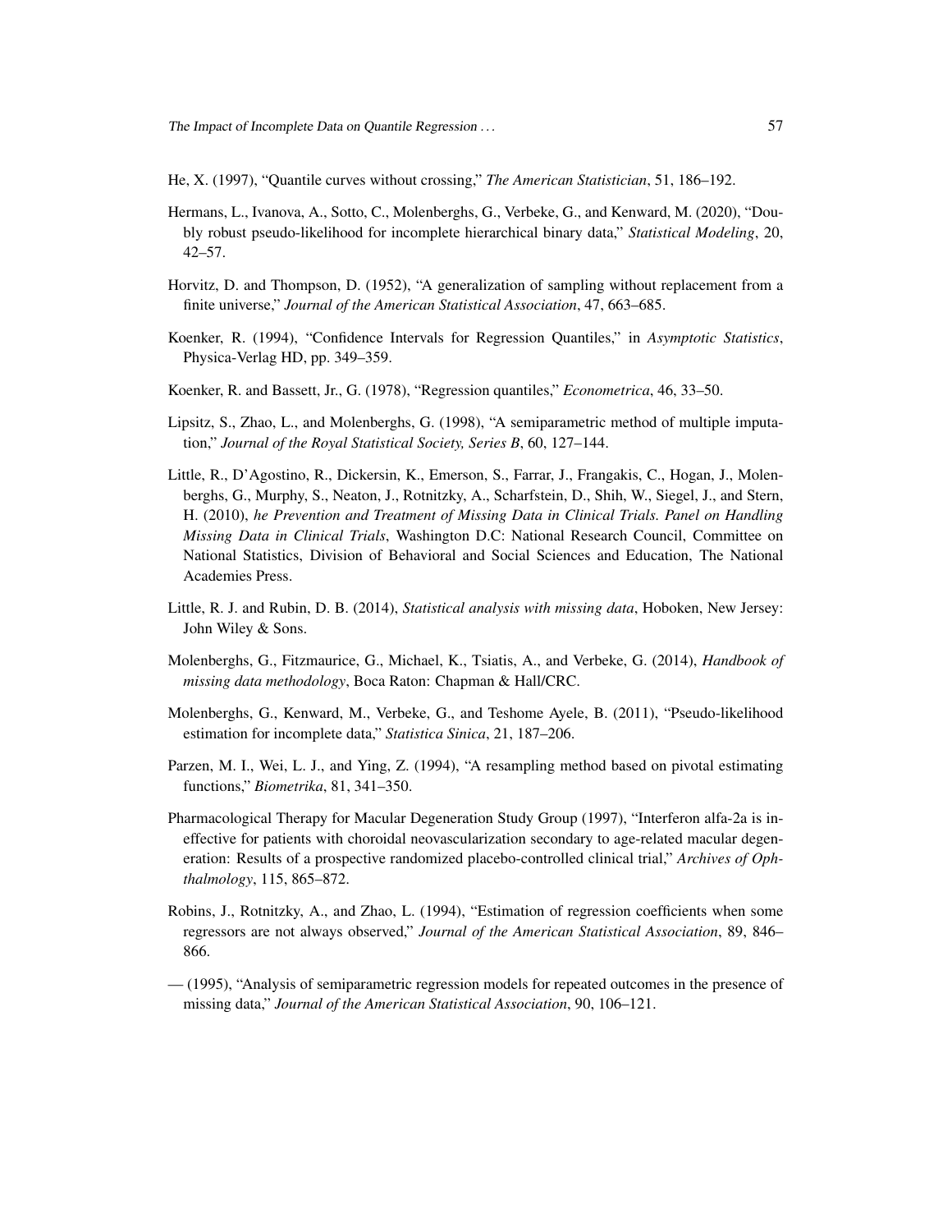He, X. (1997), "Quantile curves without crossing," *The American Statistician*, 51, 186–192.

Hermans, L., Ivanova, A., Sotto, C., Molenberghs, G., Verbeke, G., and Kenward, M. (2020), "Doubly robust pseudo-likelihood for incomplete hierarchical binary data," *Statistical Modeling*, 20, 42–57.

Horvitz, D. and Thompson, D. (1952), "A generalization of sampling without replacement from a finite universe," *Journal of the American Statistical Association*, 47, 663–685.

Koenker, R. (1994), "Confidence Intervals for Regression Quantiles," in *Asymptotic Statistics*, Physica-Verlag HD, pp. 349–359.

Koenker, R. and Bassett, Jr., G. (1978), "Regression quantiles," *Econometrica*, 46, 33–50.

Lipsitz, S., Zhao, L., and Molenberghs, G. (1998), "A semiparametric method of multiple imputation," *Journal of the Royal Statistical Society, Series B*, 60, 127–144.

Little, R., D'Agostino, R., Dickersin, K., Emerson, S., Farrar, J., Frangakis, C., Hogan, J., Molenberghs, G., Murphy, S., Neaton, J., Rotnitzky, A., Scharfstein, D., Shih, W., Siegel, J., and Stern, H. (2010), *he Prevention and Treatment of Missing Data in Clinical Trials. Panel on Handling Missing Data in Clinical Trials*, Washington D.C: National Research Council, Committee on National Statistics, Division of Behavioral and Social Sciences and Education, The National Academies Press.

Little, R. J. and Rubin, D. B. (2014), *Statistical analysis with missing data*, Hoboken, New Jersey: John Wiley & Sons.

Molenberghs, G., Fitzmaurice, G., Michael, K., Tsiatis, A., and Verbeke, G. (2014), *Handbook of missing data methodology*, Boca Raton: Chapman & Hall/CRC.

Molenberghs, G., Kenward, M., Verbeke, G., and Teshome Ayele, B. (2011), "Pseudo-likelihood estimation for incomplete data," *Statistica Sinica*, 21, 187–206.

Parzen, M. I., Wei, L. J., and Ying, Z. (1994), "A resampling method based on pivotal estimating functions," *Biometrika*, 81, 341–350.

Pharmacological Therapy for Macular Degeneration Study Group (1997), "Interferon alfa-2a is ineffective for patients with choroidal neovascularization secondary to age-related macular degeneration: Results of a prospective randomized placebo-controlled clinical trial," *Archives of Ophthalmology*, 115, 865–872.

Robins, J., Rotnitzky, A., and Zhao, L. (1994), "Estimation of regression coefficients when some regressors are not always observed," *Journal of the American Statistical Association*, 89, 846–866.

— (1995), "Analysis of semiparametric regression models for repeated outcomes in the presence of missing data," *Journal of the American Statistical Association*, 90, 106–121.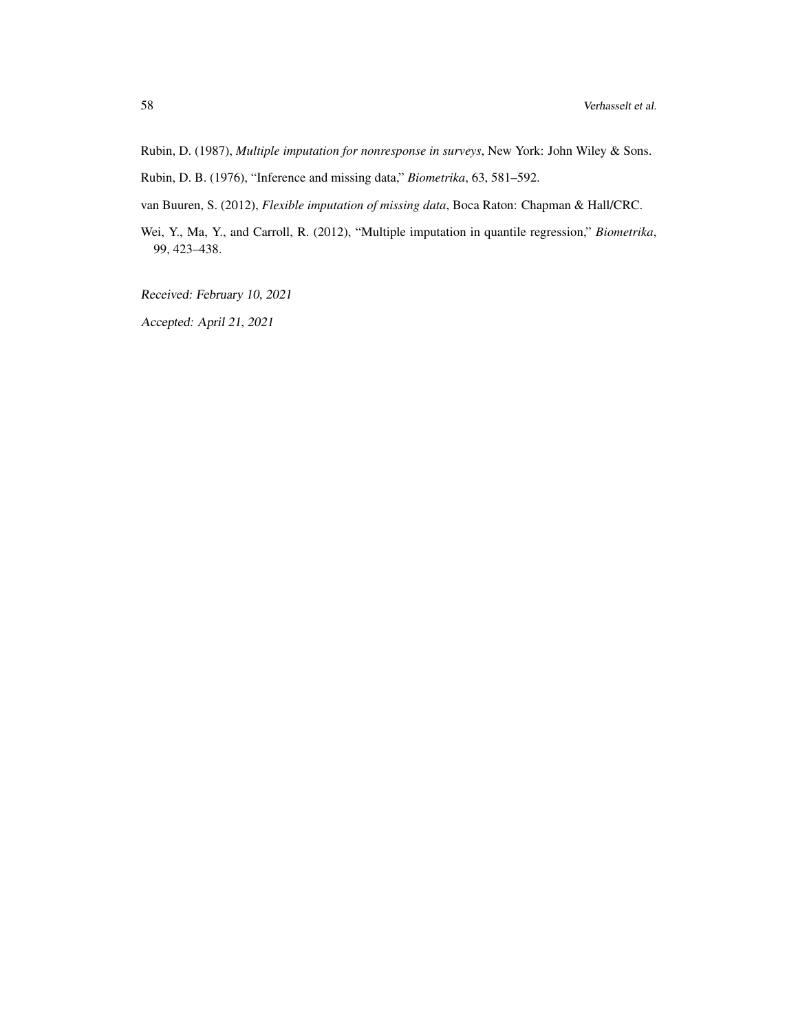Rubin, D. (1987), *Multiple imputation for nonresponse in surveys*, New York: John Wiley & Sons.

Rubin, D. B. (1976), "Inference and missing data," *Biometrika*, 63, 581–592.

van Buuren, S. (2012), *Flexible imputation of missing data*, Boca Raton: Chapman & Hall/CRC.

Wei, Y., Ma, Y., and Carroll, R. (2012), "Multiple imputation in quantile regression," *Biometrika*, 99, 423–438.

*Received: February 10, 2021*

*Accepted: April 21, 2021*